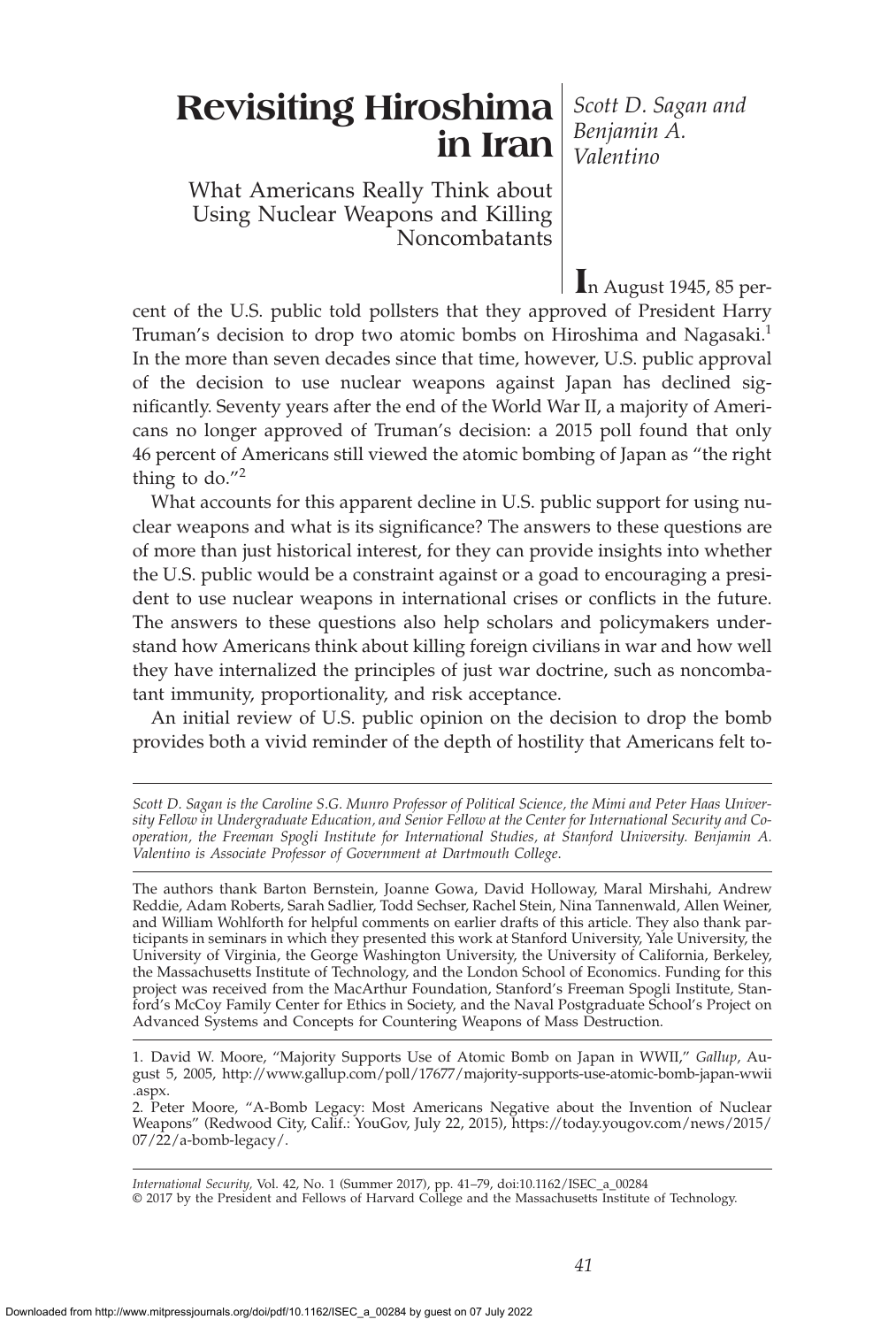# Revisiting Hiroshima in Iran

## What Americans Really Think about Using Nuclear Weapons and Killing Noncombatants

*Scott D. Sagan and Benjamin A. Valentino*

In August 1945, 85 percent of the U.S. public told pollsters that they approved of President Harry Truman's decision to drop two atomic bombs on Hiroshima and Nagasaki.[1] In the more than seven decades since that time, however, U.S. public approval of the decision to use nuclear weapons against Japan has declined significantly. Seventy years after the end of the World War II, a majority of Americans no longer approved of Truman's decision: a 2015 poll found that only 46 percent of Americans still viewed the atomic bombing of Japan as "the right thing to do."[2]

What accounts for this apparent decline in U.S. public support for using nuclear weapons and what is its significance? The answers to these questions are of more than just historical interest, for they can provide insights into whether the U.S. public would be a constraint against or a goad to encouraging a president to use nuclear weapons in international crises or conflicts in the future. The answers to these questions also help scholars and policymakers understand how Americans think about killing foreign civilians in war and how well they have internalized the principles of just war doctrine, such as noncombatant immunity, proportionality, and risk acceptance.

An initial review of U.S. public opinion on the decision to drop the bomb provides both a vivid reminder of the depth of hostility that Americans felt to-

---

*Scott D. Sagan is the Caroline S.G. Munro Professor of Political Science, the Mimi and Peter Haas University Fellow in Undergraduate Education, and Senior Fellow at the Center for International Security and Cooperation, the Freeman Spogli Institute for International Studies, at Stanford University. Benjamin A. Valentino is Associate Professor of Government at Dartmouth College.*

The authors thank Barton Bernstein, Joanne Gowa, David Holloway, Maral Mirshahi, Andrew Reddie, Adam Roberts, Sarah Sadlier, Todd Sechser, Rachel Stein, Nina Tannenwald, Allen Weiner, and William Wohlforth for helpful comments on earlier drafts of this article. They also thank participants in seminars in which they presented this work at Stanford University, Yale University, the University of Virginia, the George Washington University, the University of California, Berkeley, the Massachusetts Institute of Technology, and the London School of Economics. Funding for this project was received from the MacArthur Foundation, Stanford's Freeman Spogli Institute, Stanford's McCoy Family Center for Ethics in Society, and the Naval Postgraduate School's Project on Advanced Systems and Concepts for Countering Weapons of Mass Destruction.

---

1. David W. Moore, "Majority Supports Use of Atomic Bomb on Japan in WWII," *Gallup*, August 5, 2005, http://www.gallup.com/poll/17677/majority-supports-use-atomic-bomb-japan-wwii.aspx.

2. Peter Moore, "A-Bomb Legacy: Most Americans Negative about the Invention of Nuclear Weapons" (Redwood City, Calif.: YouGov, July 22, 2015), https://today.yougov.com/news/2015/07/22/a-bomb-legacy/.

---

*International Security*, Vol. 42, No. 1 (Summer 2017), pp. 41–79, doi:10.1162/ISEC_a_00284
© 2017 by the President and Fellows of Harvard College and the Massachusetts Institute of Technology.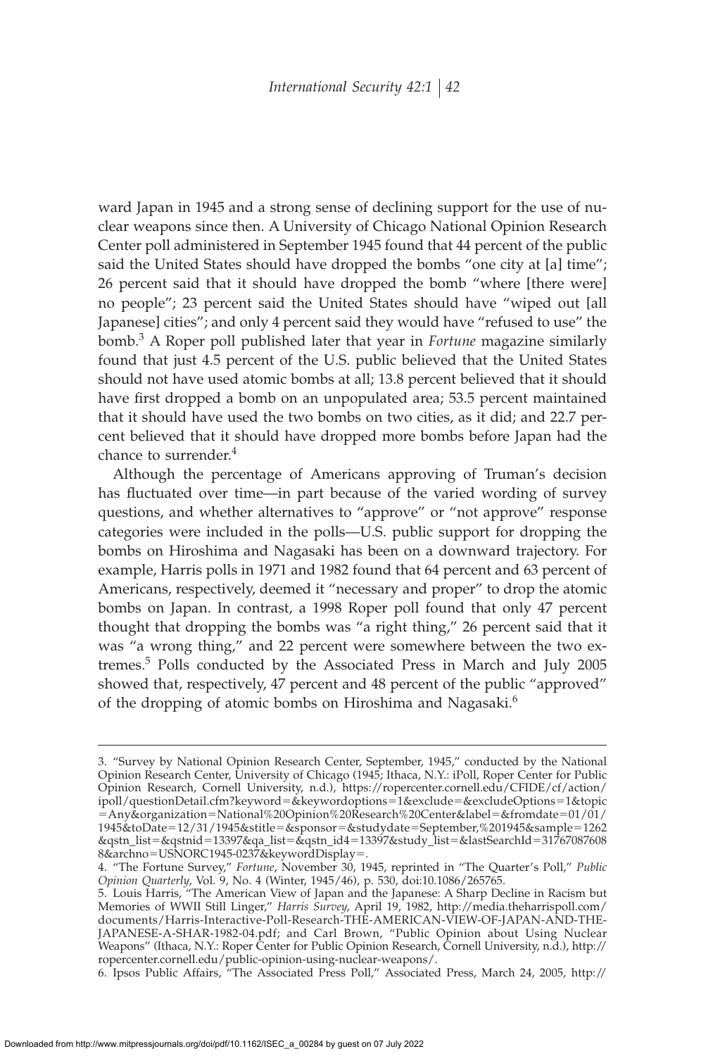ward Japan in 1945 and a strong sense of declining support for the use of nuclear weapons since then. A University of Chicago National Opinion Research Center poll administered in September 1945 found that 44 percent of the public said the United States should have dropped the bombs "one city at [a] time"; 26 percent said that it should have dropped the bomb "where [there were] no people"; 23 percent said the United States should have "wiped out [all Japanese] cities"; and only 4 percent said they would have "refused to use" the bomb.[3] A Roper poll published later that year in *Fortune* magazine similarly found that just 4.5 percent of the U.S. public believed that the United States should not have used atomic bombs at all; 13.8 percent believed that it should have first dropped a bomb on an unpopulated area; 53.5 percent maintained that it should have used the two bombs on two cities, as it did; and 22.7 percent believed that it should have dropped more bombs before Japan had the chance to surrender.[4]

Although the percentage of Americans approving of Truman's decision has fluctuated over time—in part because of the varied wording of survey questions, and whether alternatives to "approve" or "not approve" response categories were included in the polls—U.S. public support for dropping the bombs on Hiroshima and Nagasaki has been on a downward trajectory. For example, Harris polls in 1971 and 1982 found that 64 percent and 63 percent of Americans, respectively, deemed it "necessary and proper" to drop the atomic bombs on Japan. In contrast, a 1998 Roper poll found that only 47 percent thought that dropping the bombs was "a right thing," 26 percent said that it was "a wrong thing," and 22 percent were somewhere between the two extremes.[5] Polls conducted by the Associated Press in March and July 2005 showed that, respectively, 47 percent and 48 percent of the public "approved" of the dropping of atomic bombs on Hiroshima and Nagasaki.[6]

---

3. "Survey by National Opinion Research Center, September, 1945," conducted by the National Opinion Research Center, University of Chicago (1945; Ithaca, N.Y.: iPoll, Roper Center for Public Opinion Research, Cornell University, n.d.), https://ropercenter.cornell.edu/CFIDE/cf/action/ipoll/questionDetail.cfm?keyword=&keywordoptions=1&exclude=&excludeOptions=1&topic=Any&organization=National%20Opinion%20Research%20Center&label=&fromdate=01/01/1945&toDate=12/31/1945&stitle=&sponsor=&studydate=September,%201945&sample=1262&qstn_list=&qstnid=13397&qa_list=&qstn_id4=13397&study_list=&lastSearchId=317670876088&archno=USNORC1945-0237&keywordDisplay=.

4. "The Fortune Survey," *Fortune*, November 30, 1945, reprinted in "The Quarter's Poll," *Public Opinion Quarterly*, Vol. 9, No. 4 (Winter, 1945/46), p. 530, doi:10.1086/265765.

5. Louis Harris, "The American View of Japan and the Japanese: A Sharp Decline in Racism but Memories of WWII Still Linger," *Harris Survey*, April 19, 1982, http://media.theharrispoll.com/documents/Harris-Interactive-Poll-Research-THE-AMERICAN-VIEW-OF-JAPAN-AND-THE-JAPANESE-A-SHAR-1982-04.pdf; and Carl Brown, "Public Opinion about Using Nuclear Weapons" (Ithaca, N.Y.: Roper Center for Public Opinion Research, Cornell University, n.d.), http://ropercenter.cornell.edu/public-opinion-using-nuclear-weapons/.

6. Ipsos Public Affairs, "The Associated Press Poll," Associated Press, March 24, 2005, http://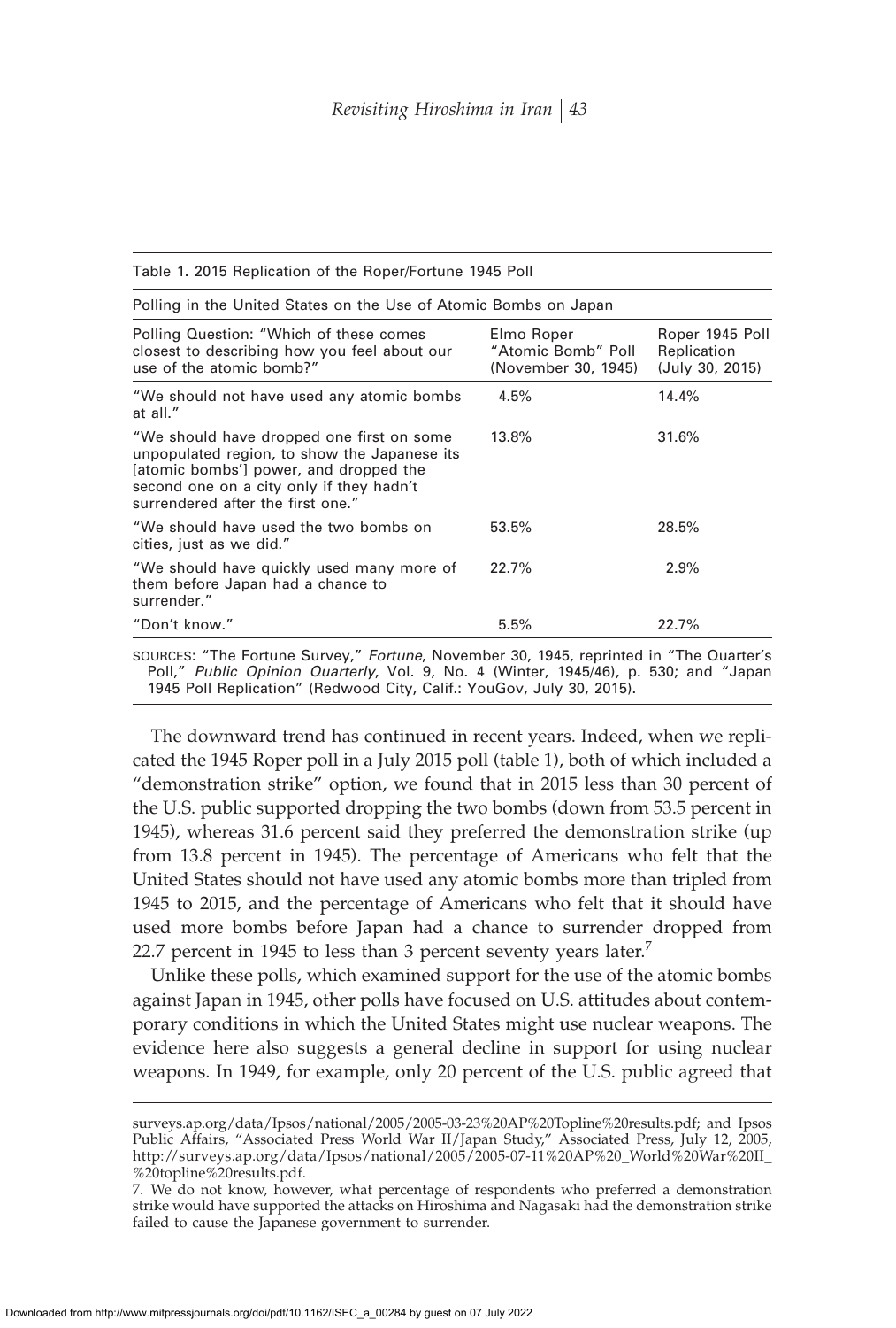Table 1. 2015 Replication of the Roper/Fortune 1945 Poll

| Polling in the United States on the Use of Atomic Bombs on Japan | | |
|---|---|---|
| Polling Question: "Which of these comes closest to describing how you feel about our use of the atomic bomb?" | Elmo Roper "Atomic Bomb" Poll (November 30, 1945) | Roper 1945 Poll Replication (July 30, 2015) |
| "We should not have used any atomic bombs at all." | 4.5% | 14.4% |
| "We should have dropped one first on some unpopulated region, to show the Japanese its [atomic bombs'] power, and dropped the second one on a city only if they hadn't surrendered after the first one." | 13.8% | 31.6% |
| "We should have used the two bombs on cities, just as we did." | 53.5% | 28.5% |
| "We should have quickly used many more of them before Japan had a chance to surrender." | 22.7% | 2.9% |
| "Don't know." | 5.5% | 22.7% |

SOURCES: "The Fortune Survey," *Fortune*, November 30, 1945, reprinted in "The Quarter's Poll," *Public Opinion Quarterly*, Vol. 9, No. 4 (Winter, 1945/46), p. 530; and "Japan 1945 Poll Replication" (Redwood City, Calif.: YouGov, July 30, 2015).

The downward trend has continued in recent years. Indeed, when we replicated the 1945 Roper poll in a July 2015 poll (table 1), both of which included a "demonstration strike" option, we found that in 2015 less than 30 percent of the U.S. public supported dropping the two bombs (down from 53.5 percent in 1945), whereas 31.6 percent said they preferred the demonstration strike (up from 13.8 percent in 1945). The percentage of Americans who felt that the United States should not have used any atomic bombs more than tripled from 1945 to 2015, and the percentage of Americans who felt that it should have used more bombs before Japan had a chance to surrender dropped from 22.7 percent in 1945 to less than 3 percent seventy years later.[7]

Unlike these polls, which examined support for the use of the atomic bombs against Japan in 1945, other polls have focused on U.S. attitudes about contemporary conditions in which the United States might use nuclear weapons. The evidence here also suggests a general decline in support for using nuclear weapons. In 1949, for example, only 20 percent of the U.S. public agreed that

surveys.ap.org/data/Ipsos/national/2005/2005-03-23%20AP%20Topline%20results.pdf; and Ipsos Public Affairs, "Associated Press World War II/Japan Study," Associated Press, July 12, 2005, http://surveys.ap.org/data/Ipsos/national/2005/2005-07-11%20AP%20_World%20War%20II_%20topline%20results.pdf.

7. We do not know, however, what percentage of respondents who preferred a demonstration strike would have supported the attacks on Hiroshima and Nagasaki had the demonstration strike failed to cause the Japanese government to surrender.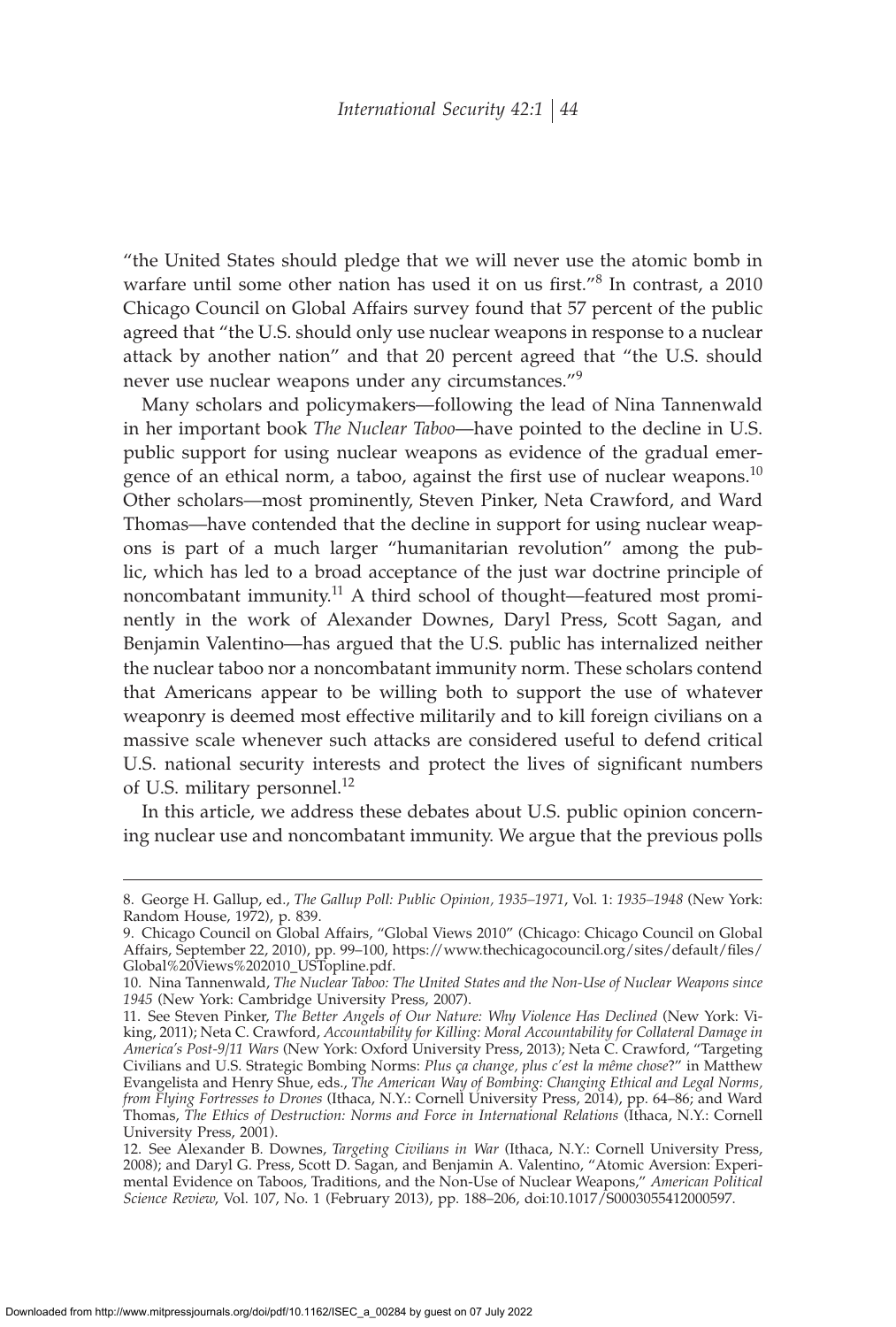"the United States should pledge that we will never use the atomic bomb in warfare until some other nation has used it on us first."[8] In contrast, a 2010 Chicago Council on Global Affairs survey found that 57 percent of the public agreed that "the U.S. should only use nuclear weapons in response to a nuclear attack by another nation" and that 20 percent agreed that "the U.S. should never use nuclear weapons under any circumstances."[9]

Many scholars and policymakers—following the lead of Nina Tannenwald in her important book *The Nuclear Taboo*—have pointed to the decline in U.S. public support for using nuclear weapons as evidence of the gradual emergence of an ethical norm, a taboo, against the first use of nuclear weapons.[10] Other scholars—most prominently, Steven Pinker, Neta Crawford, and Ward Thomas—have contended that the decline in support for using nuclear weapons is part of a much larger "humanitarian revolution" among the public, which has led to a broad acceptance of the just war doctrine principle of noncombatant immunity.[11] A third school of thought—featured most prominently in the work of Alexander Downes, Daryl Press, Scott Sagan, and Benjamin Valentino—has argued that the U.S. public has internalized neither the nuclear taboo nor a noncombatant immunity norm. These scholars contend that Americans appear to be willing both to support the use of whatever weaponry is deemed most effective militarily and to kill foreign civilians on a massive scale whenever such attacks are considered useful to defend critical U.S. national security interests and protect the lives of significant numbers of U.S. military personnel.[12]

In this article, we address these debates about U.S. public opinion concerning nuclear use and noncombatant immunity. We argue that the previous polls

---

8. George H. Gallup, ed., *The Gallup Poll: Public Opinion, 1935–1971*, Vol. 1: *1935–1948* (New York: Random House, 1972), p. 839.

9. Chicago Council on Global Affairs, "Global Views 2010" (Chicago: Chicago Council on Global Affairs, September 22, 2010), pp. 99–100, https://www.thechicagocouncil.org/sites/default/files/Global%20Views%202010_USTopline.pdf.

10. Nina Tannenwald, *The Nuclear Taboo: The United States and the Non-Use of Nuclear Weapons since 1945* (New York: Cambridge University Press, 2007).

11. See Steven Pinker, *The Better Angels of Our Nature: Why Violence Has Declined* (New York: Viking, 2011); Neta C. Crawford, *Accountability for Killing: Moral Accountability for Collateral Damage in America's Post-9/11 Wars* (New York: Oxford University Press, 2013); Neta C. Crawford, "Targeting Civilians and U.S. Strategic Bombing Norms: *Plus ça change, plus c'est la même chose*?" in Matthew Evangelista and Henry Shue, eds., *The American Way of Bombing: Changing Ethical and Legal Norms, from Flying Fortresses to Drones* (Ithaca, N.Y.: Cornell University Press, 2014), pp. 64–86; and Ward Thomas, *The Ethics of Destruction: Norms and Force in International Relations* (Ithaca, N.Y.: Cornell University Press, 2001).

12. See Alexander B. Downes, *Targeting Civilians in War* (Ithaca, N.Y.: Cornell University Press, 2008); and Daryl G. Press, Scott D. Sagan, and Benjamin A. Valentino, "Atomic Aversion: Experimental Evidence on Taboos, Traditions, and the Non-Use of Nuclear Weapons," *American Political Science Review*, Vol. 107, No. 1 (February 2013), pp. 188–206, doi:10.1017/S0003055412000597.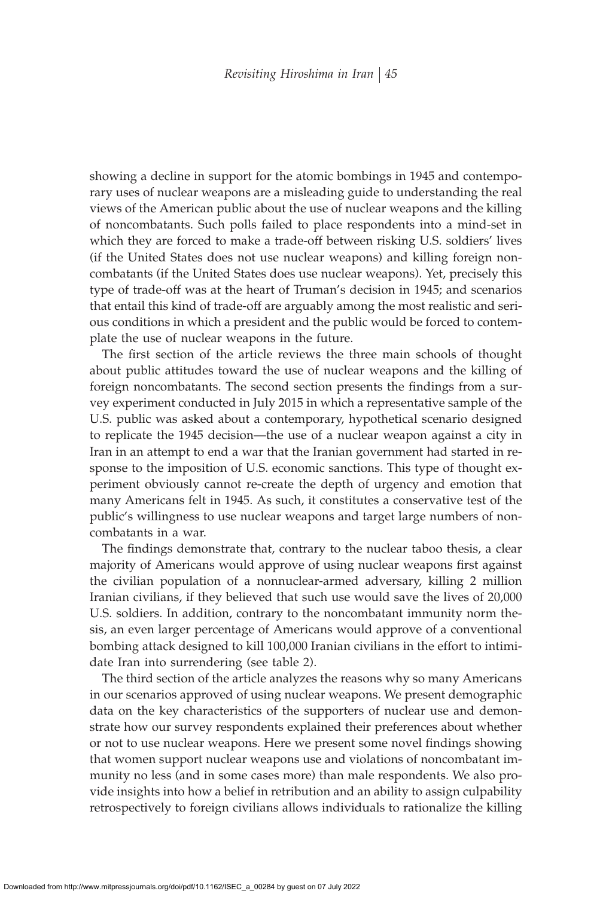showing a decline in support for the atomic bombings in 1945 and contemporary uses of nuclear weapons are a misleading guide to understanding the real views of the American public about the use of nuclear weapons and the killing of noncombatants. Such polls failed to place respondents into a mind-set in which they are forced to make a trade-off between risking U.S. soldiers' lives (if the United States does not use nuclear weapons) and killing foreign noncombatants (if the United States does use nuclear weapons). Yet, precisely this type of trade-off was at the heart of Truman's decision in 1945; and scenarios that entail this kind of trade-off are arguably among the most realistic and serious conditions in which a president and the public would be forced to contemplate the use of nuclear weapons in the future.

The first section of the article reviews the three main schools of thought about public attitudes toward the use of nuclear weapons and the killing of foreign noncombatants. The second section presents the findings from a survey experiment conducted in July 2015 in which a representative sample of the U.S. public was asked about a contemporary, hypothetical scenario designed to replicate the 1945 decision—the use of a nuclear weapon against a city in Iran in an attempt to end a war that the Iranian government had started in response to the imposition of U.S. economic sanctions. This type of thought experiment obviously cannot re-create the depth of urgency and emotion that many Americans felt in 1945. As such, it constitutes a conservative test of the public's willingness to use nuclear weapons and target large numbers of noncombatants in a war.

The findings demonstrate that, contrary to the nuclear taboo thesis, a clear majority of Americans would approve of using nuclear weapons first against the civilian population of a nonnuclear-armed adversary, killing 2 million Iranian civilians, if they believed that such use would save the lives of 20,000 U.S. soldiers. In addition, contrary to the noncombatant immunity norm thesis, an even larger percentage of Americans would approve of a conventional bombing attack designed to kill 100,000 Iranian civilians in the effort to intimidate Iran into surrendering (see table 2).

The third section of the article analyzes the reasons why so many Americans in our scenarios approved of using nuclear weapons. We present demographic data on the key characteristics of the supporters of nuclear use and demonstrate how our survey respondents explained their preferences about whether or not to use nuclear weapons. Here we present some novel findings showing that women support nuclear weapons use and violations of noncombatant immunity no less (and in some cases more) than male respondents. We also provide insights into how a belief in retribution and an ability to assign culpability retrospectively to foreign civilians allows individuals to rationalize the killing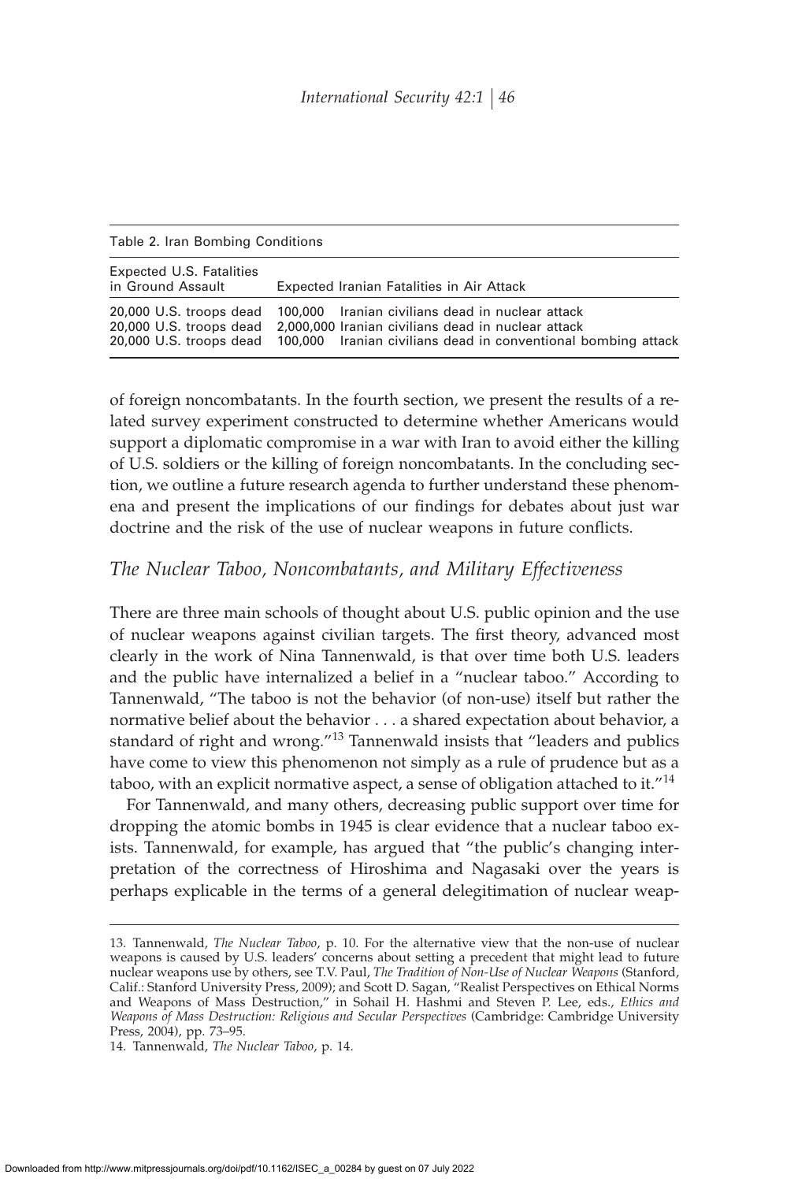Table 2. Iran Bombing Conditions

| Expected U.S. Fatalities in Ground Assault | Expected Iranian Fatalities in Air Attack |
|---|---|
| 20,000 U.S. troops dead | 100,000 Iranian civilians dead in nuclear attack |
| 20,000 U.S. troops dead | 2,000,000 Iranian civilians dead in nuclear attack |
| 20,000 U.S. troops dead | 100,000 Iranian civilians dead in conventional bombing attack |

of foreign noncombatants. In the fourth section, we present the results of a related survey experiment constructed to determine whether Americans would support a diplomatic compromise in a war with Iran to avoid either the killing of U.S. soldiers or the killing of foreign noncombatants. In the concluding section, we outline a future research agenda to further understand these phenomena and present the implications of our findings for debates about just war doctrine and the risk of the use of nuclear weapons in future conflicts.

## *The Nuclear Taboo, Noncombatants, and Military Effectiveness*

There are three main schools of thought about U.S. public opinion and the use of nuclear weapons against civilian targets. The first theory, advanced most clearly in the work of Nina Tannenwald, is that over time both U.S. leaders and the public have internalized a belief in a "nuclear taboo." According to Tannenwald, "The taboo is not the behavior (of non-use) itself but rather the normative belief about the behavior . . . a shared expectation about behavior, a standard of right and wrong."[13] Tannenwald insists that "leaders and publics have come to view this phenomenon not simply as a rule of prudence but as a taboo, with an explicit normative aspect, a sense of obligation attached to it."[14]

For Tannenwald, and many others, decreasing public support over time for dropping the atomic bombs in 1945 is clear evidence that a nuclear taboo exists. Tannenwald, for example, has argued that "the public's changing interpretation of the correctness of Hiroshima and Nagasaki over the years is perhaps explicable in the terms of a general delegitimation of nuclear weap-

13. Tannenwald, *The Nuclear Taboo*, p. 10. For the alternative view that the non-use of nuclear weapons is caused by U.S. leaders' concerns about setting a precedent that might lead to future nuclear weapons use by others, see T.V. Paul, *The Tradition of Non-Use of Nuclear Weapons* (Stanford, Calif.: Stanford University Press, 2009); and Scott D. Sagan, "Realist Perspectives on Ethical Norms and Weapons of Mass Destruction," in Sohail H. Hashmi and Steven P. Lee, eds., *Ethics and Weapons of Mass Destruction: Religious and Secular Perspectives* (Cambridge: Cambridge University Press, 2004), pp. 73–95.

14. Tannenwald, *The Nuclear Taboo*, p. 14.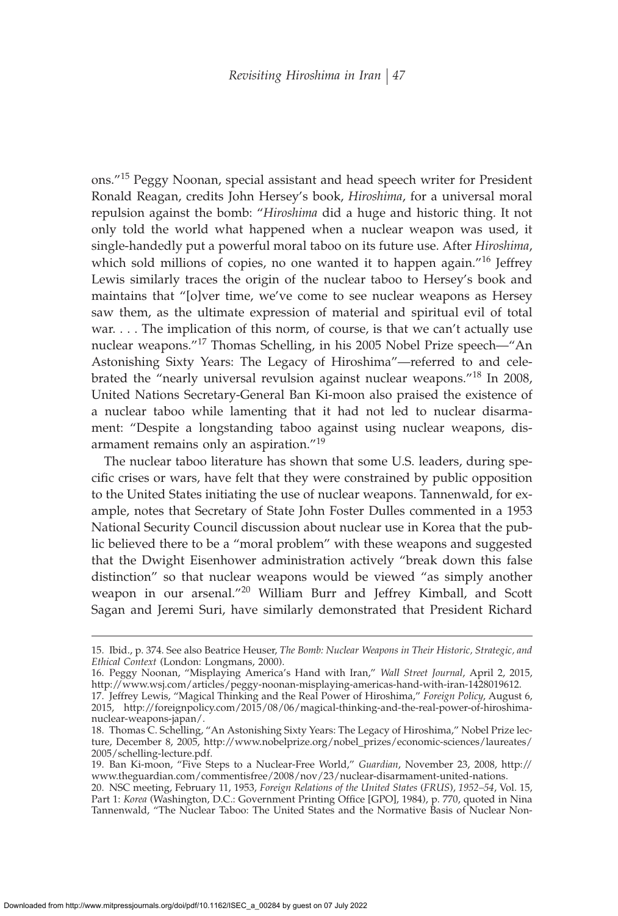ons."[15] Peggy Noonan, special assistant and head speech writer for President Ronald Reagan, credits John Hersey's book, *Hiroshima*, for a universal moral repulsion against the bomb: "*Hiroshima* did a huge and historic thing. It not only told the world what happened when a nuclear weapon was used, it single-handedly put a powerful moral taboo on its future use. After *Hiroshima*, which sold millions of copies, no one wanted it to happen again."[16] Jeffrey Lewis similarly traces the origin of the nuclear taboo to Hersey's book and maintains that "[o]ver time, we've come to see nuclear weapons as Hersey saw them, as the ultimate expression of material and spiritual evil of total war. . . . The implication of this norm, of course, is that we can't actually use nuclear weapons."[17] Thomas Schelling, in his 2005 Nobel Prize speech—"An Astonishing Sixty Years: The Legacy of Hiroshima"—referred to and celebrated the "nearly universal revulsion against nuclear weapons."[18] In 2008, United Nations Secretary-General Ban Ki-moon also praised the existence of a nuclear taboo while lamenting that it had not led to nuclear disarmament: "Despite a longstanding taboo against using nuclear weapons, disarmament remains only an aspiration."[19]

The nuclear taboo literature has shown that some U.S. leaders, during specific crises or wars, have felt that they were constrained by public opposition to the United States initiating the use of nuclear weapons. Tannenwald, for example, notes that Secretary of State John Foster Dulles commented in a 1953 National Security Council discussion about nuclear use in Korea that the public believed there to be a "moral problem" with these weapons and suggested that the Dwight Eisenhower administration actively "break down this false distinction" so that nuclear weapons would be viewed "as simply another weapon in our arsenal."[20] William Burr and Jeffrey Kimball, and Scott Sagan and Jeremi Suri, have similarly demonstrated that President Richard

15. Ibid., p. 374. See also Beatrice Heuser, *The Bomb: Nuclear Weapons in Their Historic, Strategic, and Ethical Context* (London: Longmans, 2000).

16. Peggy Noonan, "Misplaying America's Hand with Iran," *Wall Street Journal*, April 2, 2015, http://www.wsj.com/articles/peggy-noonan-misplaying-americas-hand-with-iran-1428019612.

17. Jeffrey Lewis, "Magical Thinking and the Real Power of Hiroshima," *Foreign Policy*, August 6, 2015, http://foreignpolicy.com/2015/08/06/magical-thinking-and-the-real-power-of-hiroshima-nuclear-weapons-japan/.

18. Thomas C. Schelling, "An Astonishing Sixty Years: The Legacy of Hiroshima," Nobel Prize lecture, December 8, 2005, http://www.nobelprize.org/nobel_prizes/economic-sciences/laureates/2005/schelling-lecture.pdf.

19. Ban Ki-moon, "Five Steps to a Nuclear-Free World," *Guardian*, November 23, 2008, http://www.theguardian.com/commentisfree/2008/nov/23/nuclear-disarmament-united-nations.

20. NSC meeting, February 11, 1953, *Foreign Relations of the United States* (*FRUS*), *1952–54*, Vol. 15, Part 1: *Korea* (Washington, D.C.: Government Printing Office [GPO], 1984), p. 770, quoted in Nina Tannenwald, "The Nuclear Taboo: The United States and the Normative Basis of Nuclear Non-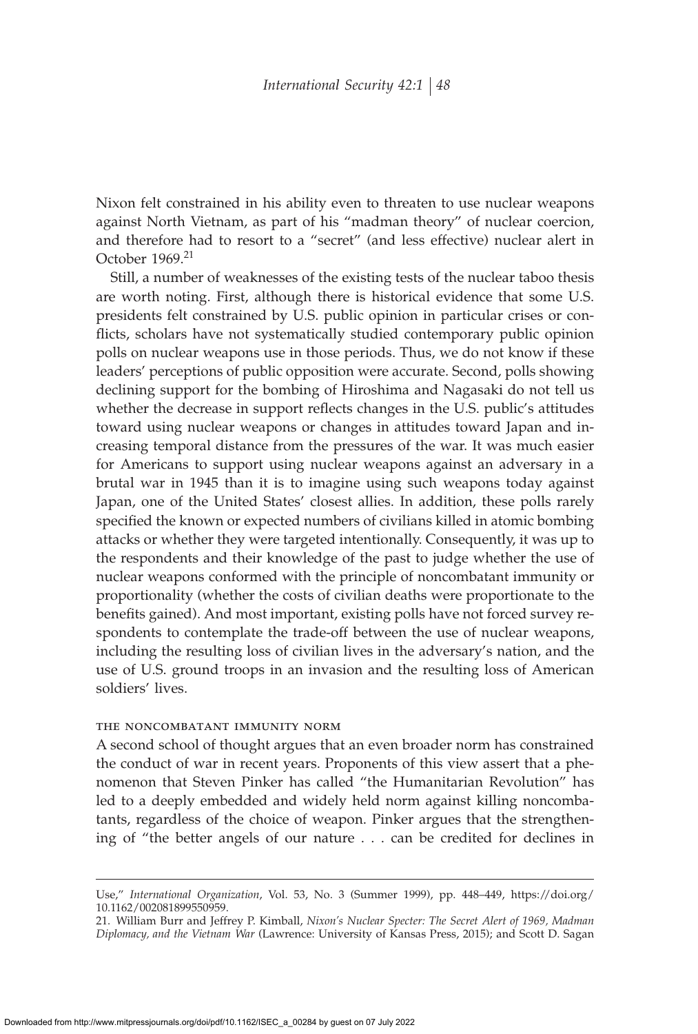Nixon felt constrained in his ability even to threaten to use nuclear weapons against North Vietnam, as part of his "madman theory" of nuclear coercion, and therefore had to resort to a "secret" (and less effective) nuclear alert in October 1969.[21]

Still, a number of weaknesses of the existing tests of the nuclear taboo thesis are worth noting. First, although there is historical evidence that some U.S. presidents felt constrained by U.S. public opinion in particular crises or conflicts, scholars have not systematically studied contemporary public opinion polls on nuclear weapons use in those periods. Thus, we do not know if these leaders' perceptions of public opposition were accurate. Second, polls showing declining support for the bombing of Hiroshima and Nagasaki do not tell us whether the decrease in support reflects changes in the U.S. public's attitudes toward using nuclear weapons or changes in attitudes toward Japan and increasing temporal distance from the pressures of the war. It was much easier for Americans to support using nuclear weapons against an adversary in a brutal war in 1945 than it is to imagine using such weapons today against Japan, one of the United States' closest allies. In addition, these polls rarely specified the known or expected numbers of civilians killed in atomic bombing attacks or whether they were targeted intentionally. Consequently, it was up to the respondents and their knowledge of the past to judge whether the use of nuclear weapons conformed with the principle of noncombatant immunity or proportionality (whether the costs of civilian deaths were proportionate to the benefits gained). And most important, existing polls have not forced survey respondents to contemplate the trade-off between the use of nuclear weapons, including the resulting loss of civilian lives in the adversary's nation, and the use of U.S. ground troops in an invasion and the resulting loss of American soldiers' lives.

### the noncombatant immunity norm

A second school of thought argues that an even broader norm has constrained the conduct of war in recent years. Proponents of this view assert that a phenomenon that Steven Pinker has called "the Humanitarian Revolution" has led to a deeply embedded and widely held norm against killing noncombatants, regardless of the choice of weapon. Pinker argues that the strengthening of "the better angels of our nature . . . can be credited for declines in

---

Use," *International Organization*, Vol. 53, No. 3 (Summer 1999), pp. 448–449, https://doi.org/10.1162/002081899550959.

21. William Burr and Jeffrey P. Kimball, *Nixon's Nuclear Specter: The Secret Alert of 1969, Madman Diplomacy, and the Vietnam War* (Lawrence: University of Kansas Press, 2015); and Scott D. Sagan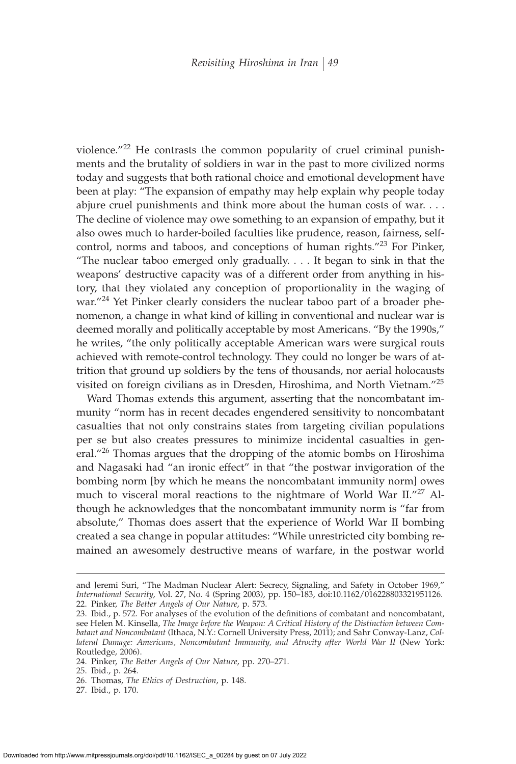violence."[22] He contrasts the common popularity of cruel criminal punishments and the brutality of soldiers in war in the past to more civilized norms today and suggests that both rational choice and emotional development have been at play: "The expansion of empathy may help explain why people today abjure cruel punishments and think more about the human costs of war. . . . The decline of violence may owe something to an expansion of empathy, but it also owes much to harder-boiled faculties like prudence, reason, fairness, self-control, norms and taboos, and conceptions of human rights."[23] For Pinker, "The nuclear taboo emerged only gradually. . . . It began to sink in that the weapons' destructive capacity was of a different order from anything in history, that they violated any conception of proportionality in the waging of war."[24] Yet Pinker clearly considers the nuclear taboo part of a broader phenomenon, a change in what kind of killing in conventional and nuclear war is deemed morally and politically acceptable by most Americans. "By the 1990s," he writes, "the only politically acceptable American wars were surgical routs achieved with remote-control technology. They could no longer be wars of attrition that ground up soldiers by the tens of thousands, nor aerial holocausts visited on foreign civilians as in Dresden, Hiroshima, and North Vietnam."[25]

Ward Thomas extends this argument, asserting that the noncombatant immunity "norm has in recent decades engendered sensitivity to noncombatant casualties that not only constrains states from targeting civilian populations per se but also creates pressures to minimize incidental casualties in general."[26] Thomas argues that the dropping of the atomic bombs on Hiroshima and Nagasaki had "an ironic effect" in that "the postwar invigoration of the bombing norm [by which he means the noncombatant immunity norm] owes much to visceral moral reactions to the nightmare of World War II."[27] Although he acknowledges that the noncombatant immunity norm is "far from absolute," Thomas does assert that the experience of World War II bombing created a sea change in popular attitudes: "While unrestricted city bombing remained an awesomely destructive means of warfare, in the postwar world

---

and Jeremi Suri, "The Madman Nuclear Alert: Secrecy, Signaling, and Safety in October 1969," *International Security*, Vol. 27, No. 4 (Spring 2003), pp. 150–183, doi:10.1162/016228803321951126.

22. Pinker, *The Better Angels of Our Nature*, p. 573.

23. Ibid., p. 572. For analyses of the evolution of the definitions of combatant and noncombatant, see Helen M. Kinsella, *The Image before the Weapon: A Critical History of the Distinction between Combatant and Noncombatant* (Ithaca, N.Y.: Cornell University Press, 2011); and Sahr Conway-Lanz, *Collateral Damage: Americans, Noncombatant Immunity, and Atrocity after World War II* (New York: Routledge, 2006).

24. Pinker, *The Better Angels of Our Nature*, pp. 270–271.

25. Ibid., p. 264.

26. Thomas, *The Ethics of Destruction*, p. 148.

27. Ibid., p. 170.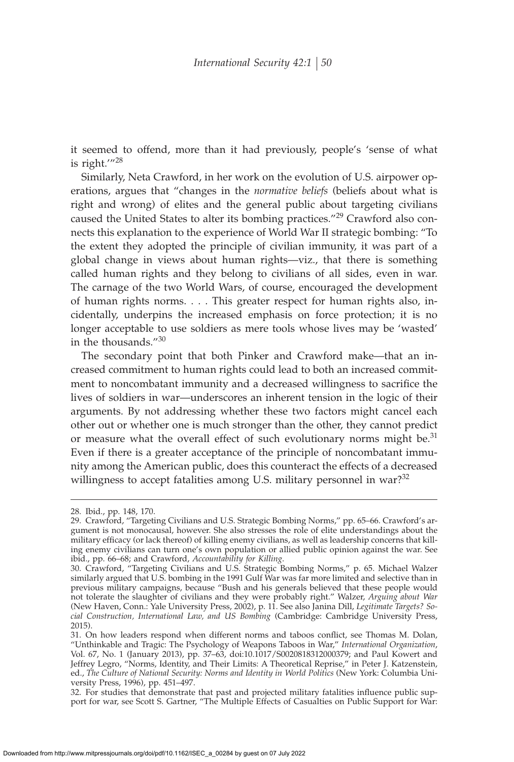it seemed to offend, more than it had previously, people's 'sense of what is right.'"[28]

Similarly, Neta Crawford, in her work on the evolution of U.S. airpower operations, argues that "changes in the *normative beliefs* (beliefs about what is right and wrong) of elites and the general public about targeting civilians caused the United States to alter its bombing practices."[29] Crawford also connects this explanation to the experience of World War II strategic bombing: "To the extent they adopted the principle of civilian immunity, it was part of a global change in views about human rights—viz., that there is something called human rights and they belong to civilians of all sides, even in war. The carnage of the two World Wars, of course, encouraged the development of human rights norms. . . . This greater respect for human rights also, incidentally, underpins the increased emphasis on force protection; it is no longer acceptable to use soldiers as mere tools whose lives may be 'wasted' in the thousands."[30]

The secondary point that both Pinker and Crawford make—that an increased commitment to human rights could lead to both an increased commitment to noncombatant immunity and a decreased willingness to sacrifice the lives of soldiers in war—underscores an inherent tension in the logic of their arguments. By not addressing whether these two factors might cancel each other out or whether one is much stronger than the other, they cannot predict or measure what the overall effect of such evolutionary norms might be.[31] Even if there is a greater acceptance of the principle of noncombatant immunity among the American public, does this counteract the effects of a decreased willingness to accept fatalities among U.S. military personnel in war?[32]

---

28. Ibid., pp. 148, 170.

29. Crawford, "Targeting Civilians and U.S. Strategic Bombing Norms," pp. 65–66. Crawford's argument is not monocausal, however. She also stresses the role of elite understandings about the military efficacy (or lack thereof) of killing enemy civilians, as well as leadership concerns that killing enemy civilians can turn one's own population or allied public opinion against the war. See ibid., pp. 66–68; and Crawford, *Accountability for Killing*.

30. Crawford, "Targeting Civilians and U.S. Strategic Bombing Norms," p. 65. Michael Walzer similarly argued that U.S. bombing in the 1991 Gulf War was far more limited and selective than in previous military campaigns, because "Bush and his generals believed that these people would not tolerate the slaughter of civilians and they were probably right." Walzer, *Arguing about War* (New Haven, Conn.: Yale University Press, 2002), p. 11. See also Janina Dill, *Legitimate Targets? Social Construction, International Law, and US Bombing* (Cambridge: Cambridge University Press, 2015).

31. On how leaders respond when different norms and taboos conflict, see Thomas M. Dolan, "Unthinkable and Tragic: The Psychology of Weapons Taboos in War," *International Organization*, Vol. 67, No. 1 (January 2013), pp. 37–63, doi:10.1017/S0020818312000379; and Paul Kowert and Jeffrey Legro, "Norms, Identity, and Their Limits: A Theoretical Reprise," in Peter J. Katzenstein, ed., *The Culture of National Security: Norms and Identity in World Politics* (New York: Columbia University Press, 1996), pp. 451–497.

32. For studies that demonstrate that past and projected military fatalities influence public support for war, see Scott S. Gartner, "The Multiple Effects of Casualties on Public Support for War: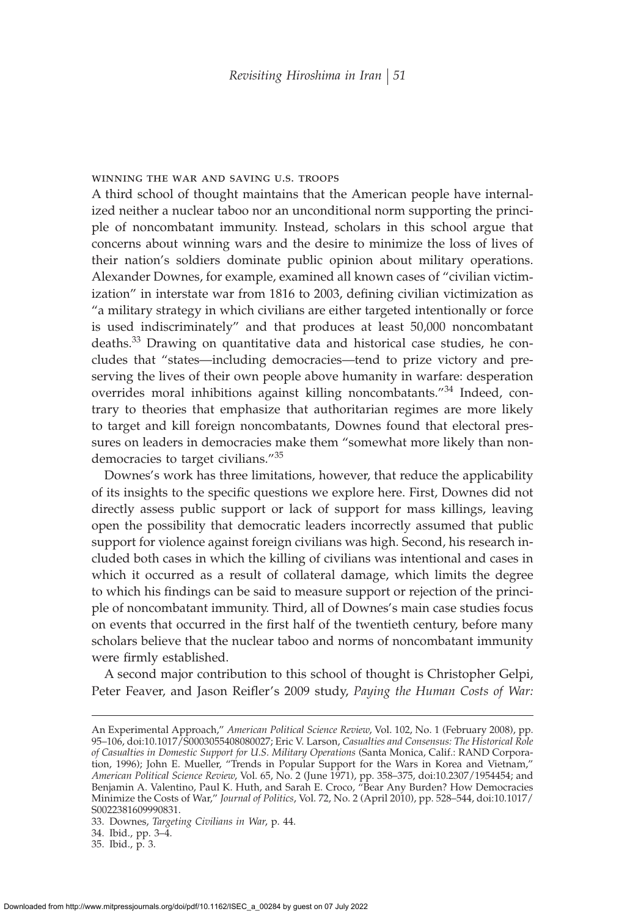### winning the war and saving u.s. troops

A third school of thought maintains that the American people have internalized neither a nuclear taboo nor an unconditional norm supporting the principle of noncombatant immunity. Instead, scholars in this school argue that concerns about winning wars and the desire to minimize the loss of lives of their nation's soldiers dominate public opinion about military operations. Alexander Downes, for example, examined all known cases of "civilian victimization" in interstate war from 1816 to 2003, defining civilian victimization as "a military strategy in which civilians are either targeted intentionally or force is used indiscriminately" and that produces at least 50,000 noncombatant deaths.[33] Drawing on quantitative data and historical case studies, he concludes that "states—including democracies—tend to prize victory and preserving the lives of their own people above humanity in warfare: desperation overrides moral inhibitions against killing noncombatants."[34] Indeed, contrary to theories that emphasize that authoritarian regimes are more likely to target and kill foreign noncombatants, Downes found that electoral pressures on leaders in democracies make them "somewhat more likely than nondemocracies to target civilians."[35]

Downes's work has three limitations, however, that reduce the applicability of its insights to the specific questions we explore here. First, Downes did not directly assess public support or lack of support for mass killings, leaving open the possibility that democratic leaders incorrectly assumed that public support for violence against foreign civilians was high. Second, his research included both cases in which the killing of civilians was intentional and cases in which it occurred as a result of collateral damage, which limits the degree to which his findings can be said to measure support or rejection of the principle of noncombatant immunity. Third, all of Downes's main case studies focus on events that occurred in the first half of the twentieth century, before many scholars believe that the nuclear taboo and norms of noncombatant immunity were firmly established.

A second major contribution to this school of thought is Christopher Gelpi, Peter Feaver, and Jason Reifler's 2009 study, *Paying the Human Costs of War:*

---

An Experimental Approach," *American Political Science Review*, Vol. 102, No. 1 (February 2008), pp. 95–106, doi:10.1017/S0003055408080027; Eric V. Larson, *Casualties and Consensus: The Historical Role of Casualties in Domestic Support for U.S. Military Operations* (Santa Monica, Calif.: RAND Corporation, 1996); John E. Mueller, "Trends in Popular Support for the Wars in Korea and Vietnam," *American Political Science Review*, Vol. 65, No. 2 (June 1971), pp. 358–375, doi:10.2307/1954454; and Benjamin A. Valentino, Paul K. Huth, and Sarah E. Croco, "Bear Any Burden? How Democracies Minimize the Costs of War," *Journal of Politics*, Vol. 72, No. 2 (April 2010), pp. 528–544, doi:10.1017/S0022381609990831.

33. Downes, *Targeting Civilians in War*, p. 44.

34. Ibid., pp. 3–4.

35. Ibid., p. 3.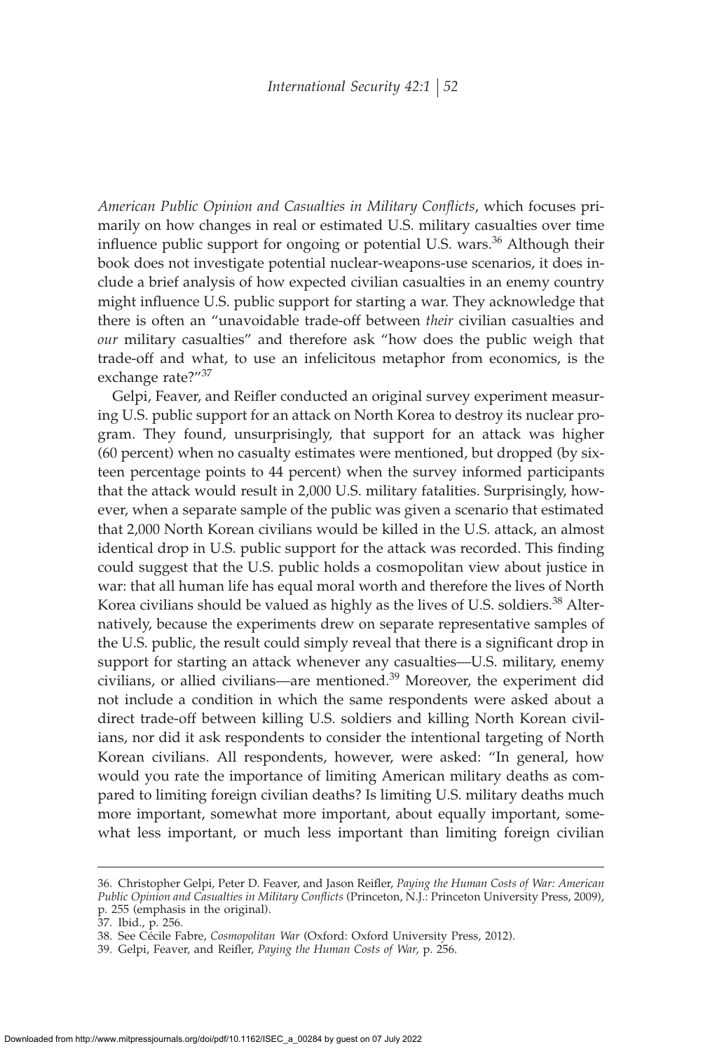*American Public Opinion and Casualties in Military Conflicts*, which focuses primarily on how changes in real or estimated U.S. military casualties over time influence public support for ongoing or potential U.S. wars.[36] Although their book does not investigate potential nuclear-weapons-use scenarios, it does include a brief analysis of how expected civilian casualties in an enemy country might influence U.S. public support for starting a war. They acknowledge that there is often an "unavoidable trade-off between *their* civilian casualties and *our* military casualties" and therefore ask "how does the public weigh that trade-off and what, to use an infelicitous metaphor from economics, is the exchange rate?"[37]

Gelpi, Feaver, and Reifler conducted an original survey experiment measuring U.S. public support for an attack on North Korea to destroy its nuclear program. They found, unsurprisingly, that support for an attack was higher (60 percent) when no casualty estimates were mentioned, but dropped (by sixteen percentage points to 44 percent) when the survey informed participants that the attack would result in 2,000 U.S. military fatalities. Surprisingly, however, when a separate sample of the public was given a scenario that estimated that 2,000 North Korean civilians would be killed in the U.S. attack, an almost identical drop in U.S. public support for the attack was recorded. This finding could suggest that the U.S. public holds a cosmopolitan view about justice in war: that all human life has equal moral worth and therefore the lives of North Korea civilians should be valued as highly as the lives of U.S. soldiers.[38] Alternatively, because the experiments drew on separate representative samples of the U.S. public, the result could simply reveal that there is a significant drop in support for starting an attack whenever any casualties—U.S. military, enemy civilians, or allied civilians—are mentioned.[39] Moreover, the experiment did not include a condition in which the same respondents were asked about a direct trade-off between killing U.S. soldiers and killing North Korean civilians, nor did it ask respondents to consider the intentional targeting of North Korean civilians. All respondents, however, were asked: "In general, how would you rate the importance of limiting American military deaths as compared to limiting foreign civilian deaths? Is limiting U.S. military deaths much more important, somewhat more important, about equally important, somewhat less important, or much less important than limiting foreign civilian

---

36. Christopher Gelpi, Peter D. Feaver, and Jason Reifler, *Paying the Human Costs of War: American Public Opinion and Casualties in Military Conflicts* (Princeton, N.J.: Princeton University Press, 2009), p. 255 (emphasis in the original).

37. Ibid., p. 256.

38. See Cécile Fabre, *Cosmopolitan War* (Oxford: Oxford University Press, 2012).

39. Gelpi, Feaver, and Reifler, *Paying the Human Costs of War*, p. 256.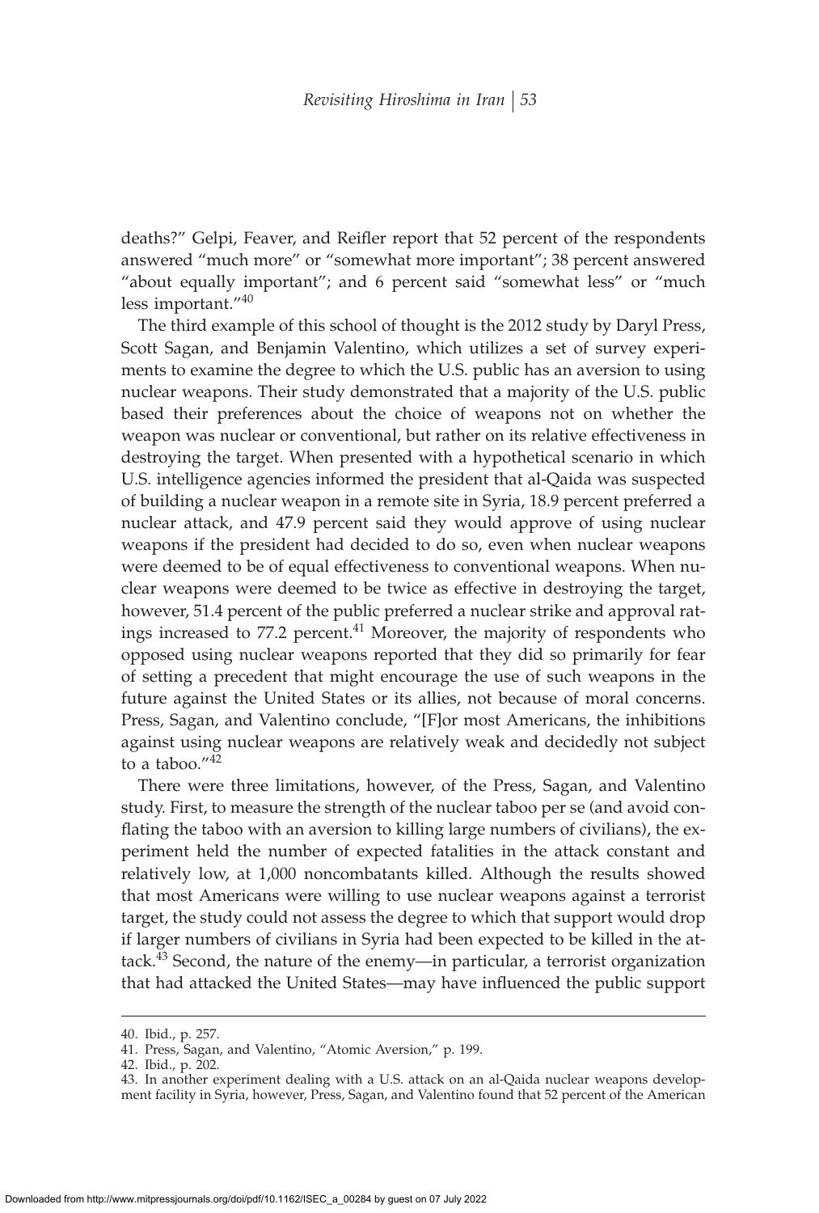deaths?" Gelpi, Feaver, and Reifler report that 52 percent of the respondents answered "much more" or "somewhat more important"; 38 percent answered "about equally important"; and 6 percent said "somewhat less" or "much less important."[40]

The third example of this school of thought is the 2012 study by Daryl Press, Scott Sagan, and Benjamin Valentino, which utilizes a set of survey experiments to examine the degree to which the U.S. public has an aversion to using nuclear weapons. Their study demonstrated that a majority of the U.S. public based their preferences about the choice of weapons not on whether the weapon was nuclear or conventional, but rather on its relative effectiveness in destroying the target. When presented with a hypothetical scenario in which U.S. intelligence agencies informed the president that al-Qaida was suspected of building a nuclear weapon in a remote site in Syria, 18.9 percent preferred a nuclear attack, and 47.9 percent said they would approve of using nuclear weapons if the president had decided to do so, even when nuclear weapons were deemed to be of equal effectiveness to conventional weapons. When nuclear weapons were deemed to be twice as effective in destroying the target, however, 51.4 percent of the public preferred a nuclear strike and approval ratings increased to 77.2 percent.[41] Moreover, the majority of respondents who opposed using nuclear weapons reported that they did so primarily for fear of setting a precedent that might encourage the use of such weapons in the future against the United States or its allies, not because of moral concerns. Press, Sagan, and Valentino conclude, "[F]or most Americans, the inhibitions against using nuclear weapons are relatively weak and decidedly not subject to a taboo."[42]

There were three limitations, however, of the Press, Sagan, and Valentino study. First, to measure the strength of the nuclear taboo per se (and avoid conflating the taboo with an aversion to killing large numbers of civilians), the experiment held the number of expected fatalities in the attack constant and relatively low, at 1,000 noncombatants killed. Although the results showed that most Americans were willing to use nuclear weapons against a terrorist target, the study could not assess the degree to which that support would drop if larger numbers of civilians in Syria had been expected to be killed in the attack.[43] Second, the nature of the enemy—in particular, a terrorist organization that had attacked the United States—may have influenced the public support

---

40. Ibid., p. 257.

41. Press, Sagan, and Valentino, "Atomic Aversion," p. 199.

42. Ibid., p. 202.

43. In another experiment dealing with a U.S. attack on an al-Qaida nuclear weapons development facility in Syria, however, Press, Sagan, and Valentino found that 52 percent of the American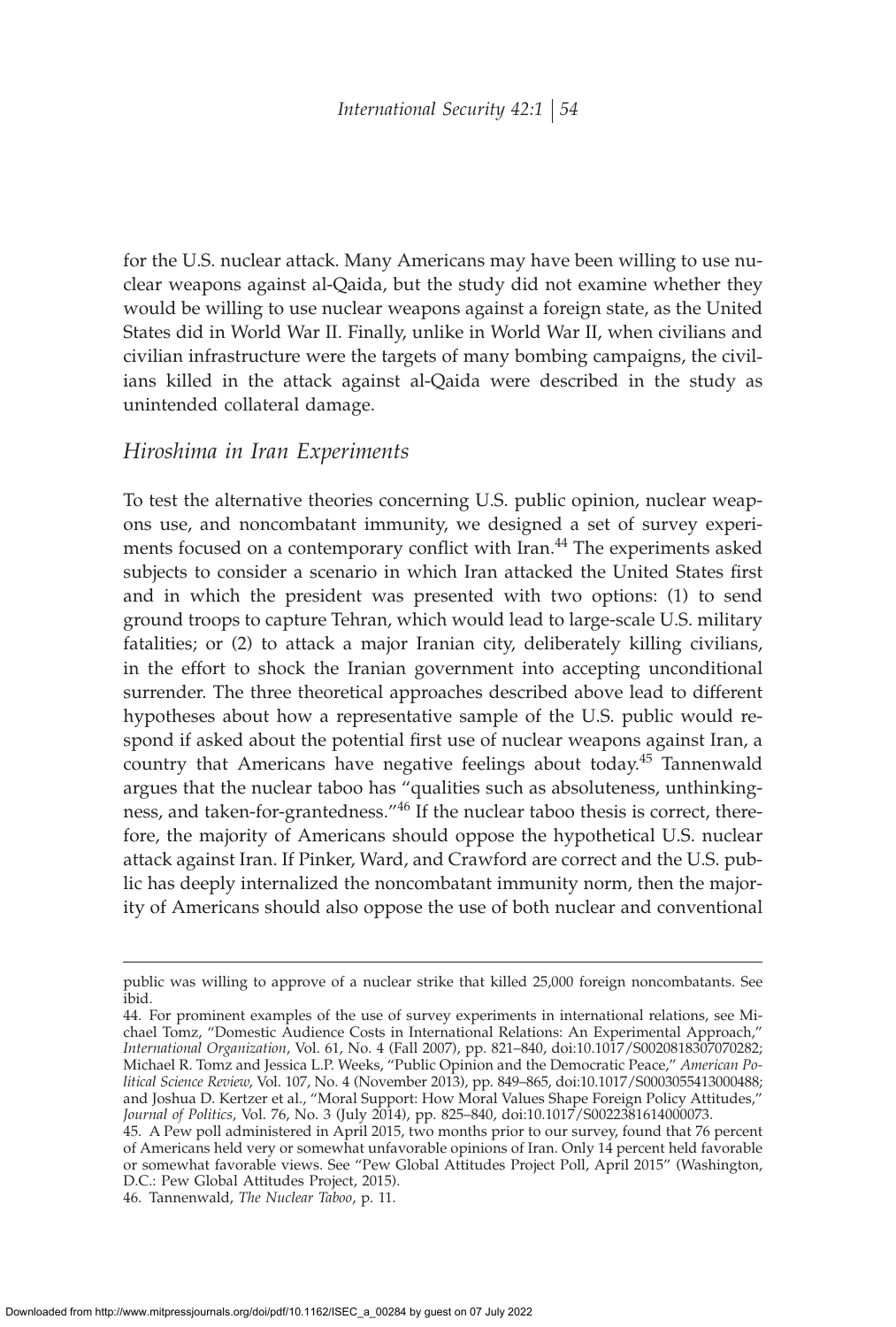for the U.S. nuclear attack. Many Americans may have been willing to use nuclear weapons against al-Qaida, but the study did not examine whether they would be willing to use nuclear weapons against a foreign state, as the United States did in World War II. Finally, unlike in World War II, when civilians and civilian infrastructure were the targets of many bombing campaigns, the civilians killed in the attack against al-Qaida were described in the study as unintended collateral damage.

## *Hiroshima in Iran Experiments*

To test the alternative theories concerning U.S. public opinion, nuclear weapons use, and noncombatant immunity, we designed a set of survey experiments focused on a contemporary conflict with Iran.[44] The experiments asked subjects to consider a scenario in which Iran attacked the United States first and in which the president was presented with two options: (1) to send ground troops to capture Tehran, which would lead to large-scale U.S. military fatalities; or (2) to attack a major Iranian city, deliberately killing civilians, in the effort to shock the Iranian government into accepting unconditional surrender. The three theoretical approaches described above lead to different hypotheses about how a representative sample of the U.S. public would respond if asked about the potential first use of nuclear weapons against Iran, a country that Americans have negative feelings about today.[45] Tannenwald argues that the nuclear taboo has "qualities such as absoluteness, unthinkingness, and taken-for-grantedness."[46] If the nuclear taboo thesis is correct, therefore, the majority of Americans should oppose the hypothetical U.S. nuclear attack against Iran. If Pinker, Ward, and Crawford are correct and the U.S. public has deeply internalized the noncombatant immunity norm, then the majority of Americans should also oppose the use of both nuclear and conventional

---

public was willing to approve of a nuclear strike that killed 25,000 foreign noncombatants. See ibid.

44. For prominent examples of the use of survey experiments in international relations, see Michael Tomz, "Domestic Audience Costs in International Relations: An Experimental Approach," *International Organization*, Vol. 61, No. 4 (Fall 2007), pp. 821–840, doi:10.1017/S0020818307070282; Michael R. Tomz and Jessica L.P. Weeks, "Public Opinion and the Democratic Peace," *American Political Science Review*, Vol. 107, No. 4 (November 2013), pp. 849–865, doi:10.1017/S0003055413000488; and Joshua D. Kertzer et al., "Moral Support: How Moral Values Shape Foreign Policy Attitudes," *Journal of Politics*, Vol. 76, No. 3 (July 2014), pp. 825–840, doi:10.1017/S0022381614000073.

45. A Pew poll administered in April 2015, two months prior to our survey, found that 76 percent of Americans held very or somewhat unfavorable opinions of Iran. Only 14 percent held favorable or somewhat favorable views. See "Pew Global Attitudes Project Poll, April 2015" (Washington, D.C.: Pew Global Attitudes Project, 2015).

46. Tannenwald, *The Nuclear Taboo*, p. 11.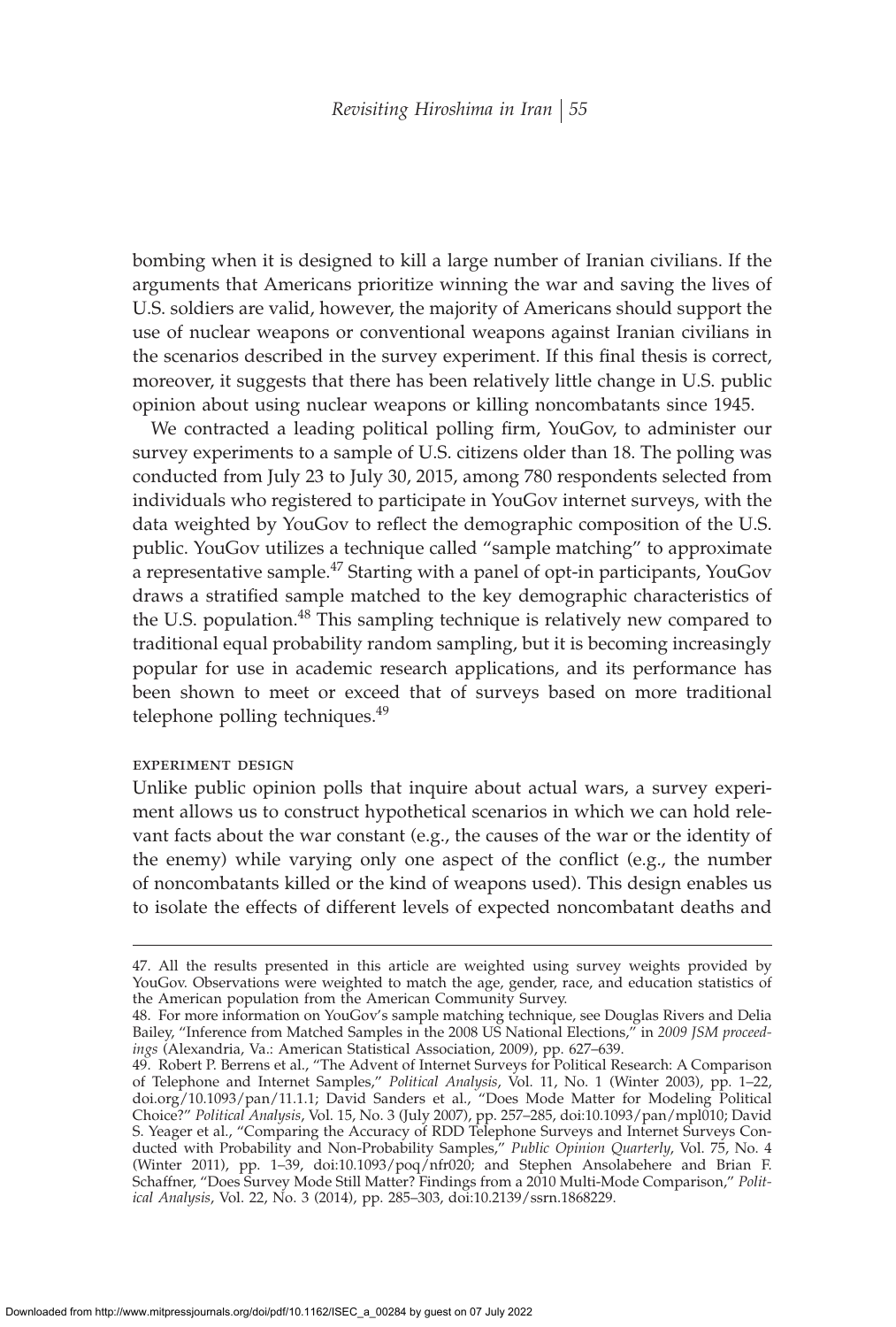bombing when it is designed to kill a large number of Iranian civilians. If the arguments that Americans prioritize winning the war and saving the lives of U.S. soldiers are valid, however, the majority of Americans should support the use of nuclear weapons or conventional weapons against Iranian civilians in the scenarios described in the survey experiment. If this final thesis is correct, moreover, it suggests that there has been relatively little change in U.S. public opinion about using nuclear weapons or killing noncombatants since 1945.

We contracted a leading political polling firm, YouGov, to administer our survey experiments to a sample of U.S. citizens older than 18. The polling was conducted from July 23 to July 30, 2015, among 780 respondents selected from individuals who registered to participate in YouGov internet surveys, with the data weighted by YouGov to reflect the demographic composition of the U.S. public. YouGov utilizes a technique called "sample matching" to approximate a representative sample.[47] Starting with a panel of opt-in participants, YouGov draws a stratified sample matched to the key demographic characteristics of the U.S. population.[48] This sampling technique is relatively new compared to traditional equal probability random sampling, but it is becoming increasingly popular for use in academic research applications, and its performance has been shown to meet or exceed that of surveys based on more traditional telephone polling techniques.[49]

### experiment design

Unlike public opinion polls that inquire about actual wars, a survey experiment allows us to construct hypothetical scenarios in which we can hold relevant facts about the war constant (e.g., the causes of the war or the identity of the enemy) while varying only one aspect of the conflict (e.g., the number of noncombatants killed or the kind of weapons used). This design enables us to isolate the effects of different levels of expected noncombatant deaths and

---

47. All the results presented in this article are weighted using survey weights provided by YouGov. Observations were weighted to match the age, gender, race, and education statistics of the American population from the American Community Survey.

48. For more information on YouGov's sample matching technique, see Douglas Rivers and Delia Bailey, "Inference from Matched Samples in the 2008 US National Elections," in *2009 JSM proceedings* (Alexandria, Va.: American Statistical Association, 2009), pp. 627–639.

49. Robert P. Berrens et al., "The Advent of Internet Surveys for Political Research: A Comparison of Telephone and Internet Samples," *Political Analysis*, Vol. 11, No. 1 (Winter 2003), pp. 1–22, doi.org/10.1093/pan/11.1.1; David Sanders et al., "Does Mode Matter for Modeling Political Choice?" *Political Analysis*, Vol. 15, No. 3 (July 2007), pp. 257–285, doi:10.1093/pan/mpl010; David S. Yeager et al., "Comparing the Accuracy of RDD Telephone Surveys and Internet Surveys Conducted with Probability and Non-Probability Samples," *Public Opinion Quarterly*, Vol. 75, No. 4 (Winter 2011), pp. 1–39, doi:10.1093/poq/nfr020; and Stephen Ansolabehere and Brian F. Schaffner, "Does Survey Mode Still Matter? Findings from a 2010 Multi-Mode Comparison," *Political Analysis*, Vol. 22, No. 3 (2014), pp. 285–303, doi:10.2139/ssrn.1868229.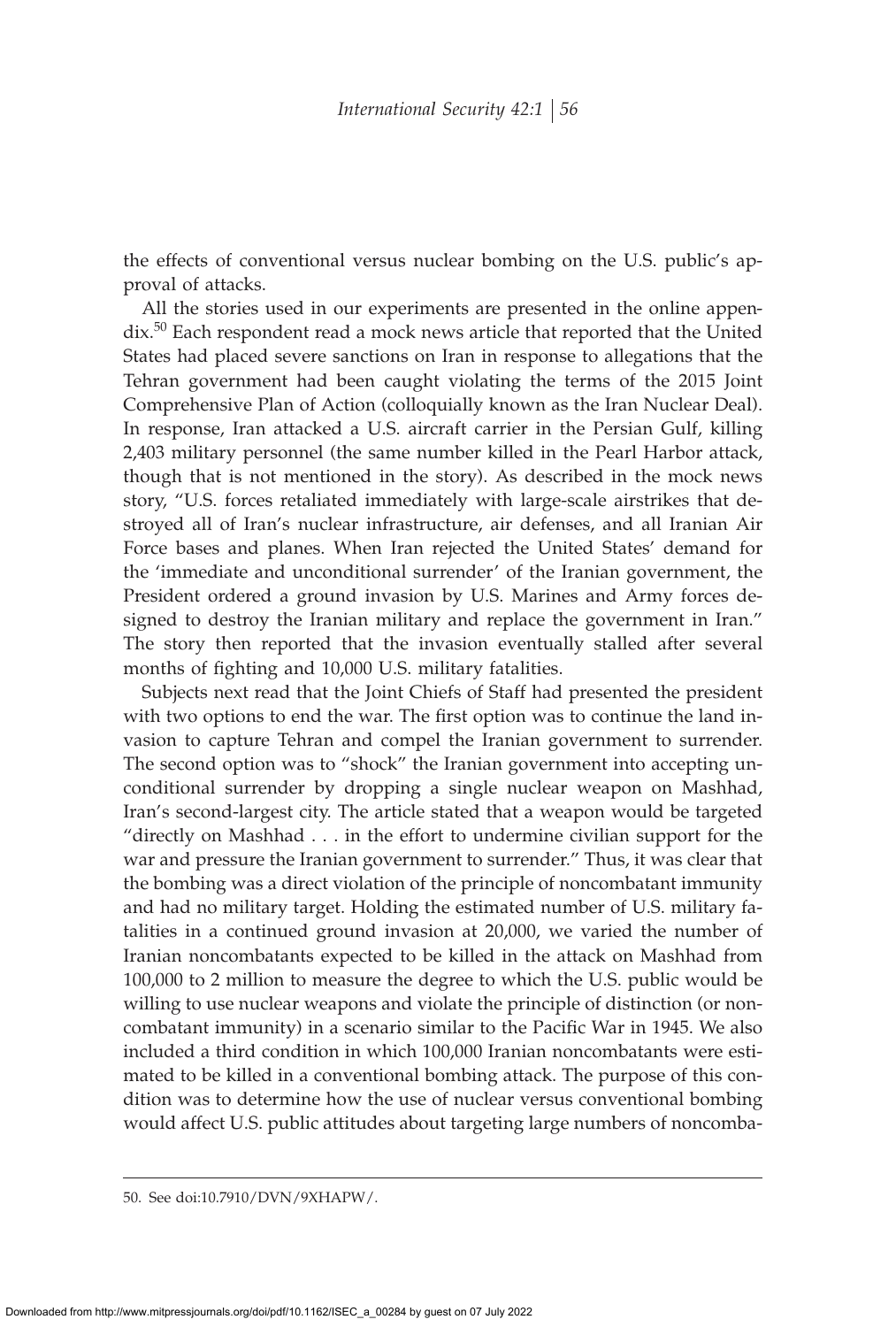the effects of conventional versus nuclear bombing on the U.S. public's approval of attacks.

All the stories used in our experiments are presented in the online appendix.[50] Each respondent read a mock news article that reported that the United States had placed severe sanctions on Iran in response to allegations that the Tehran government had been caught violating the terms of the 2015 Joint Comprehensive Plan of Action (colloquially known as the Iran Nuclear Deal). In response, Iran attacked a U.S. aircraft carrier in the Persian Gulf, killing 2,403 military personnel (the same number killed in the Pearl Harbor attack, though that is not mentioned in the story). As described in the mock news story, "U.S. forces retaliated immediately with large-scale airstrikes that destroyed all of Iran's nuclear infrastructure, air defenses, and all Iranian Air Force bases and planes. When Iran rejected the United States' demand for the 'immediate and unconditional surrender' of the Iranian government, the President ordered a ground invasion by U.S. Marines and Army forces designed to destroy the Iranian military and replace the government in Iran." The story then reported that the invasion eventually stalled after several months of fighting and 10,000 U.S. military fatalities.

Subjects next read that the Joint Chiefs of Staff had presented the president with two options to end the war. The first option was to continue the land invasion to capture Tehran and compel the Iranian government to surrender. The second option was to "shock" the Iranian government into accepting unconditional surrender by dropping a single nuclear weapon on Mashhad, Iran's second-largest city. The article stated that a weapon would be targeted "directly on Mashhad . . . in the effort to undermine civilian support for the war and pressure the Iranian government to surrender." Thus, it was clear that the bombing was a direct violation of the principle of noncombatant immunity and had no military target. Holding the estimated number of U.S. military fatalities in a continued ground invasion at 20,000, we varied the number of Iranian noncombatants expected to be killed in the attack on Mashhad from 100,000 to 2 million to measure the degree to which the U.S. public would be willing to use nuclear weapons and violate the principle of distinction (or noncombatant immunity) in a scenario similar to the Pacific War in 1945. We also included a third condition in which 100,000 Iranian noncombatants were estimated to be killed in a conventional bombing attack. The purpose of this condition was to determine how the use of nuclear versus conventional bombing would affect U.S. public attitudes about targeting large numbers of noncomba-

50. See doi:10.7910/DVN/9XHAPW/.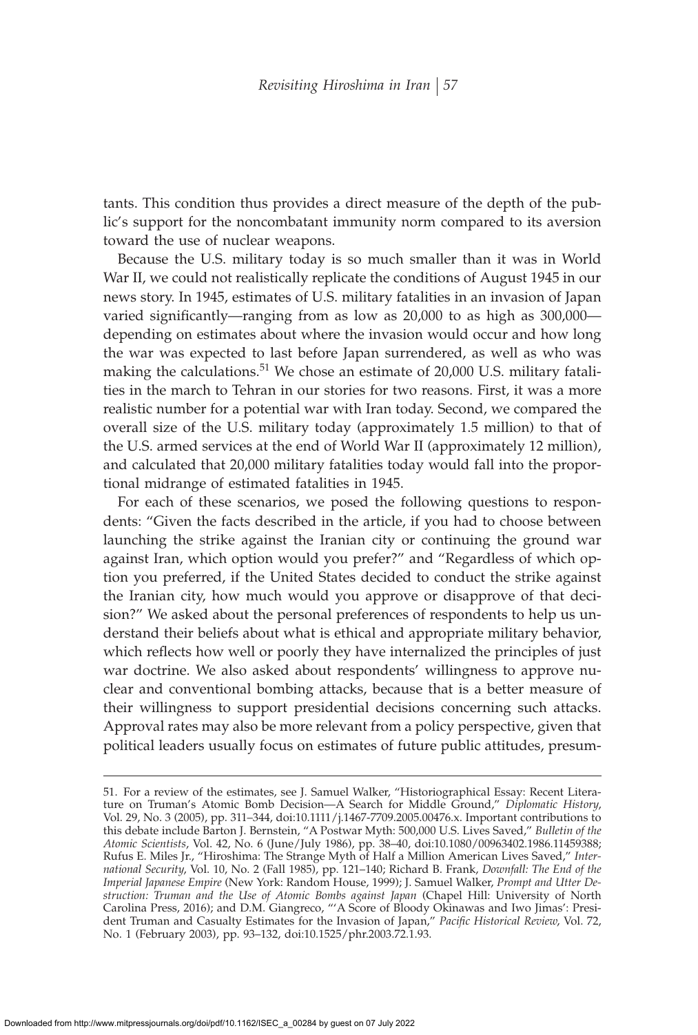tants. This condition thus provides a direct measure of the depth of the public's support for the noncombatant immunity norm compared to its aversion toward the use of nuclear weapons.

Because the U.S. military today is so much smaller than it was in World War II, we could not realistically replicate the conditions of August 1945 in our news story. In 1945, estimates of U.S. military fatalities in an invasion of Japan varied significantly—ranging from as low as 20,000 to as high as 300,000—depending on estimates about where the invasion would occur and how long the war was expected to last before Japan surrendered, as well as who was making the calculations.[51] We chose an estimate of 20,000 U.S. military fatalities in the march to Tehran in our stories for two reasons. First, it was a more realistic number for a potential war with Iran today. Second, we compared the overall size of the U.S. military today (approximately 1.5 million) to that of the U.S. armed services at the end of World War II (approximately 12 million), and calculated that 20,000 military fatalities today would fall into the proportional midrange of estimated fatalities in 1945.

For each of these scenarios, we posed the following questions to respondents: "Given the facts described in the article, if you had to choose between launching the strike against the Iranian city or continuing the ground war against Iran, which option would you prefer?" and "Regardless of which option you preferred, if the United States decided to conduct the strike against the Iranian city, how much would you approve or disapprove of that decision?" We asked about the personal preferences of respondents to help us understand their beliefs about what is ethical and appropriate military behavior, which reflects how well or poorly they have internalized the principles of just war doctrine. We also asked about respondents' willingness to approve nuclear and conventional bombing attacks, because that is a better measure of their willingness to support presidential decisions concerning such attacks. Approval rates may also be more relevant from a policy perspective, given that political leaders usually focus on estimates of future public attitudes, presum-

51. For a review of the estimates, see J. Samuel Walker, "Historiographical Essay: Recent Literature on Truman's Atomic Bomb Decision—A Search for Middle Ground," *Diplomatic History*, Vol. 29, No. 3 (2005), pp. 311–344, doi:10.1111/j.1467-7709.2005.00476.x. Important contributions to this debate include Barton J. Bernstein, "A Postwar Myth: 500,000 U.S. Lives Saved," *Bulletin of the Atomic Scientists*, Vol. 42, No. 6 (June/July 1986), pp. 38–40, doi:10.1080/00963402.1986.11459388; Rufus E. Miles Jr., "Hiroshima: The Strange Myth of Half a Million American Lives Saved," *International Security*, Vol. 10, No. 2 (Fall 1985), pp. 121–140; Richard B. Frank, *Downfall: The End of the Imperial Japanese Empire* (New York: Random House, 1999); J. Samuel Walker, *Prompt and Utter Destruction: Truman and the Use of Atomic Bombs against Japan* (Chapel Hill: University of North Carolina Press, 2016); and D.M. Giangreco, "'A Score of Bloody Okinawas and Iwo Jimas': President Truman and Casualty Estimates for the Invasion of Japan," *Pacific Historical Review*, Vol. 72, No. 1 (February 2003), pp. 93–132, doi:10.1525/phr.2003.72.1.93.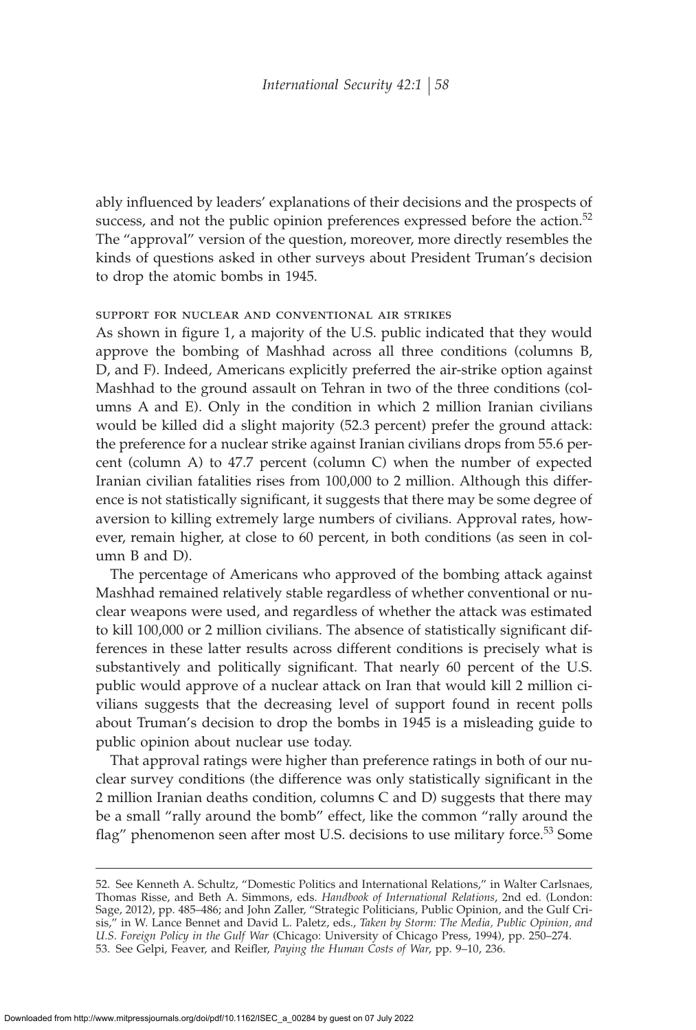ably influenced by leaders' explanations of their decisions and the prospects of success, and not the public opinion preferences expressed before the action.[52] The "approval" version of the question, moreover, more directly resembles the kinds of questions asked in other surveys about President Truman's decision to drop the atomic bombs in 1945.

### support for nuclear and conventional air strikes

As shown in figure 1, a majority of the U.S. public indicated that they would approve the bombing of Mashhad across all three conditions (columns B, D, and F). Indeed, Americans explicitly preferred the air-strike option against Mashhad to the ground assault on Tehran in two of the three conditions (columns A and E). Only in the condition in which 2 million Iranian civilians would be killed did a slight majority (52.3 percent) prefer the ground attack: the preference for a nuclear strike against Iranian civilians drops from 55.6 percent (column A) to 47.7 percent (column C) when the number of expected Iranian civilian fatalities rises from 100,000 to 2 million. Although this difference is not statistically significant, it suggests that there may be some degree of aversion to killing extremely large numbers of civilians. Approval rates, however, remain higher, at close to 60 percent, in both conditions (as seen in column B and D).

The percentage of Americans who approved of the bombing attack against Mashhad remained relatively stable regardless of whether conventional or nuclear weapons were used, and regardless of whether the attack was estimated to kill 100,000 or 2 million civilians. The absence of statistically significant differences in these latter results across different conditions is precisely what is substantively and politically significant. That nearly 60 percent of the U.S. public would approve of a nuclear attack on Iran that would kill 2 million civilians suggests that the decreasing level of support found in recent polls about Truman's decision to drop the bombs in 1945 is a misleading guide to public opinion about nuclear use today.

That approval ratings were higher than preference ratings in both of our nuclear survey conditions (the difference was only statistically significant in the 2 million Iranian deaths condition, columns C and D) suggests that there may be a small "rally around the bomb" effect, like the common "rally around the flag" phenomenon seen after most U.S. decisions to use military force.[53] Some

---

52. See Kenneth A. Schultz, "Domestic Politics and International Relations," in Walter Carlsnaes, Thomas Risse, and Beth A. Simmons, eds. *Handbook of International Relations*, 2nd ed. (London: Sage, 2012), pp. 485–486; and John Zaller, "Strategic Politicians, Public Opinion, and the Gulf Crisis," in W. Lance Bennet and David L. Paletz, eds., *Taken by Storm: The Media, Public Opinion, and U.S. Foreign Policy in the Gulf War* (Chicago: University of Chicago Press, 1994), pp. 250–274.

53. See Gelpi, Feaver, and Reifler, *Paying the Human Costs of War*, pp. 9–10, 236.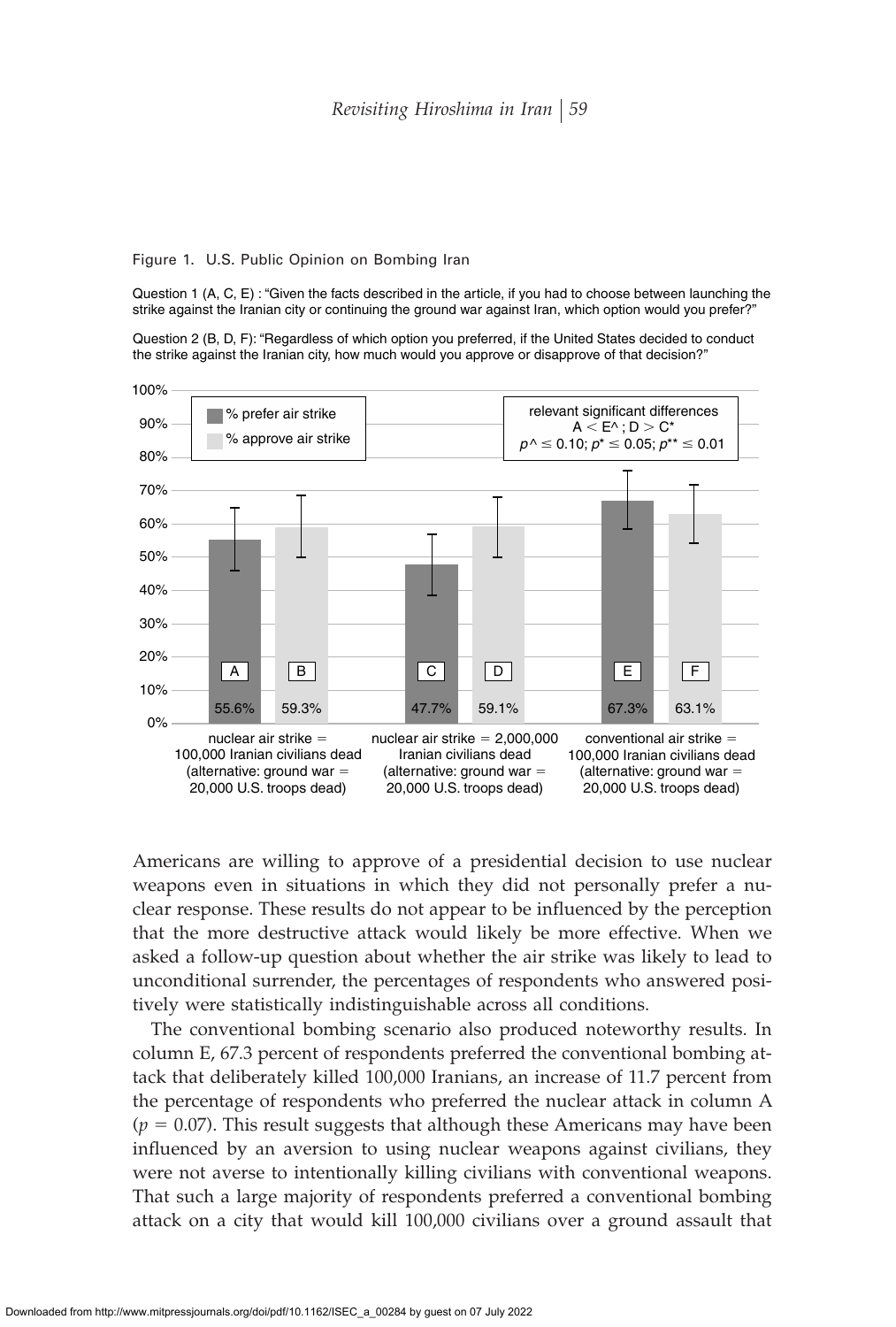Figure 1. U.S. Public Opinion on Bombing Iran

Question 1 (A, C, E) : "Given the facts described in the article, if you had to choose between launching the strike against the Iranian city or continuing the ground war against Iran, which option would you prefer?"

Question 2 (B, D, F): "Regardless of which option you preferred, if the United States decided to conduct the strike against the Iranian city, how much would you approve or disapprove of that decision?"

| Scenario | % prefer air strike | % approve air strike |
|---|---|---|
| nuclear air strike = 100,000 Iranian civilians dead (alternative: ground war = 20,000 U.S. troops dead) | A: 55.6% | B: 59.3% |
| nuclear air strike = 2,000,000 Iranian civilians dead (alternative: ground war = 20,000 U.S. troops dead) | C: 47.7% | D: 59.1% |
| conventional air strike = 100,000 Iranian civilians dead (alternative: ground war = 20,000 U.S. troops dead) | E: 67.3% | F: 63.1% |

relevant significant differences
A < E^ ; D > C*
$p$^ ≤ 0.10; $p$* ≤ 0.05; $p$** ≤ 0.01

Americans are willing to approve of a presidential decision to use nuclear weapons even in situations in which they did not personally prefer a nuclear response. These results do not appear to be influenced by the perception that the more destructive attack would likely be more effective. When we asked a follow-up question about whether the air strike was likely to lead to unconditional surrender, the percentages of respondents who answered positively were statistically indistinguishable across all conditions.

The conventional bombing scenario also produced noteworthy results. In column E, 67.3 percent of respondents preferred the conventional bombing attack that deliberately killed 100,000 Iranians, an increase of 11.7 percent from the percentage of respondents who preferred the nuclear attack in column A ($p = 0.07$). This result suggests that although these Americans may have been influenced by an aversion to using nuclear weapons against civilians, they were not averse to intentionally killing civilians with conventional weapons. That such a large majority of respondents preferred a conventional bombing attack on a city that would kill 100,000 civilians over a ground assault that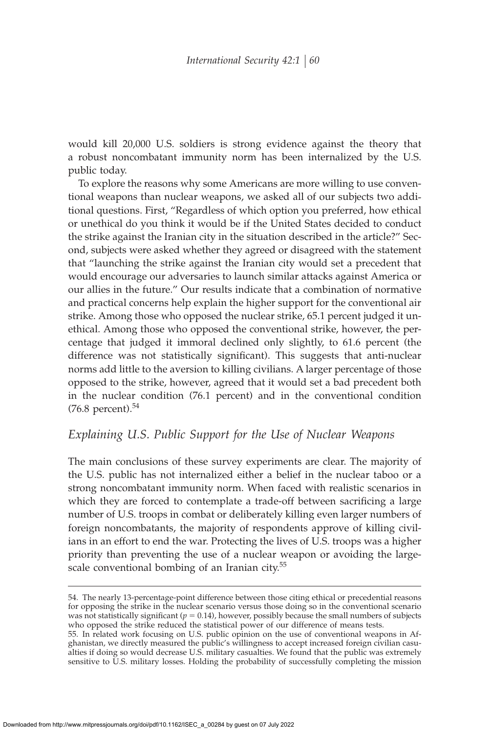would kill 20,000 U.S. soldiers is strong evidence against the theory that a robust noncombatant immunity norm has been internalized by the U.S. public today.

To explore the reasons why some Americans are more willing to use conventional weapons than nuclear weapons, we asked all of our subjects two additional questions. First, "Regardless of which option you preferred, how ethical or unethical do you think it would be if the United States decided to conduct the strike against the Iranian city in the situation described in the article?" Second, subjects were asked whether they agreed or disagreed with the statement that "launching the strike against the Iranian city would set a precedent that would encourage our adversaries to launch similar attacks against America or our allies in the future." Our results indicate that a combination of normative and practical concerns help explain the higher support for the conventional air strike. Among those who opposed the nuclear strike, 65.1 percent judged it unethical. Among those who opposed the conventional strike, however, the percentage that judged it immoral declined only slightly, to 61.6 percent (the difference was not statistically significant). This suggests that anti-nuclear norms add little to the aversion to killing civilians. A larger percentage of those opposed to the strike, however, agreed that it would set a bad precedent both in the nuclear condition (76.1 percent) and in the conventional condition (76.8 percent).[54]

## *Explaining U.S. Public Support for the Use of Nuclear Weapons*

The main conclusions of these survey experiments are clear. The majority of the U.S. public has not internalized either a belief in the nuclear taboo or a strong noncombatant immunity norm. When faced with realistic scenarios in which they are forced to contemplate a trade-off between sacrificing a large number of U.S. troops in combat or deliberately killing even larger numbers of foreign noncombatants, the majority of respondents approve of killing civilians in an effort to end the war. Protecting the lives of U.S. troops was a higher priority than preventing the use of a nuclear weapon or avoiding the large-scale conventional bombing of an Iranian city.[55]

---

54. The nearly 13-percentage-point difference between those citing ethical or precedential reasons for opposing the strike in the nuclear scenario versus those doing so in the conventional scenario was not statistically significant ($p = 0.14$), however, possibly because the small numbers of subjects who opposed the strike reduced the statistical power of our difference of means tests.

55. In related work focusing on U.S. public opinion on the use of conventional weapons in Afghanistan, we directly measured the public's willingness to accept increased foreign civilian casualties if doing so would decrease U.S. military casualties. We found that the public was extremely sensitive to U.S. military losses. Holding the probability of successfully completing the mission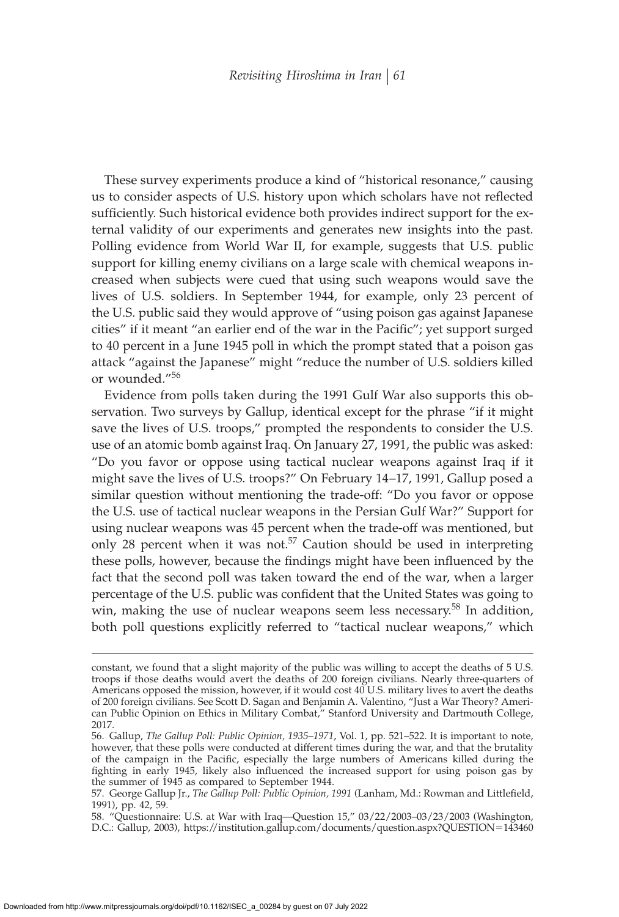These survey experiments produce a kind of "historical resonance," causing us to consider aspects of U.S. history upon which scholars have not reflected sufficiently. Such historical evidence both provides indirect support for the external validity of our experiments and generates new insights into the past. Polling evidence from World War II, for example, suggests that U.S. public support for killing enemy civilians on a large scale with chemical weapons increased when subjects were cued that using such weapons would save the lives of U.S. soldiers. In September 1944, for example, only 23 percent of the U.S. public said they would approve of "using poison gas against Japanese cities" if it meant "an earlier end of the war in the Pacific"; yet support surged to 40 percent in a June 1945 poll in which the prompt stated that a poison gas attack "against the Japanese" might "reduce the number of U.S. soldiers killed or wounded."[56]

Evidence from polls taken during the 1991 Gulf War also supports this observation. Two surveys by Gallup, identical except for the phrase "if it might save the lives of U.S. troops," prompted the respondents to consider the U.S. use of an atomic bomb against Iraq. On January 27, 1991, the public was asked: "Do you favor or oppose using tactical nuclear weapons against Iraq if it might save the lives of U.S. troops?" On February 14–17, 1991, Gallup posed a similar question without mentioning the trade-off: "Do you favor or oppose the U.S. use of tactical nuclear weapons in the Persian Gulf War?" Support for using nuclear weapons was 45 percent when the trade-off was mentioned, but only 28 percent when it was not.[57] Caution should be used in interpreting these polls, however, because the findings might have been influenced by the fact that the second poll was taken toward the end of the war, when a larger percentage of the U.S. public was confident that the United States was going to win, making the use of nuclear weapons seem less necessary.[58] In addition, both poll questions explicitly referred to "tactical nuclear weapons," which

---

constant, we found that a slight majority of the public was willing to accept the deaths of 5 U.S. troops if those deaths would avert the deaths of 200 foreign civilians. Nearly three-quarters of Americans opposed the mission, however, if it would cost 40 U.S. military lives to avert the deaths of 200 foreign civilians. See Scott D. Sagan and Benjamin A. Valentino, "Just a War Theory? American Public Opinion on Ethics in Military Combat," Stanford University and Dartmouth College, 2017.

56. Gallup, *The Gallup Poll: Public Opinion, 1935–1971*, Vol. 1, pp. 521–522. It is important to note, however, that these polls were conducted at different times during the war, and that the brutality of the campaign in the Pacific, especially the large numbers of Americans killed during the fighting in early 1945, likely also influenced the increased support for using poison gas by the summer of 1945 as compared to September 1944.

57. George Gallup Jr., *The Gallup Poll: Public Opinion, 1991* (Lanham, Md.: Rowman and Littlefield, 1991), pp. 42, 59.

58. "Questionnaire: U.S. at War with Iraq—Question 15," 03/22/2003–03/23/2003 (Washington, D.C.: Gallup, 2003), https://institution.gallup.com/documents/question.aspx?QUESTION=143460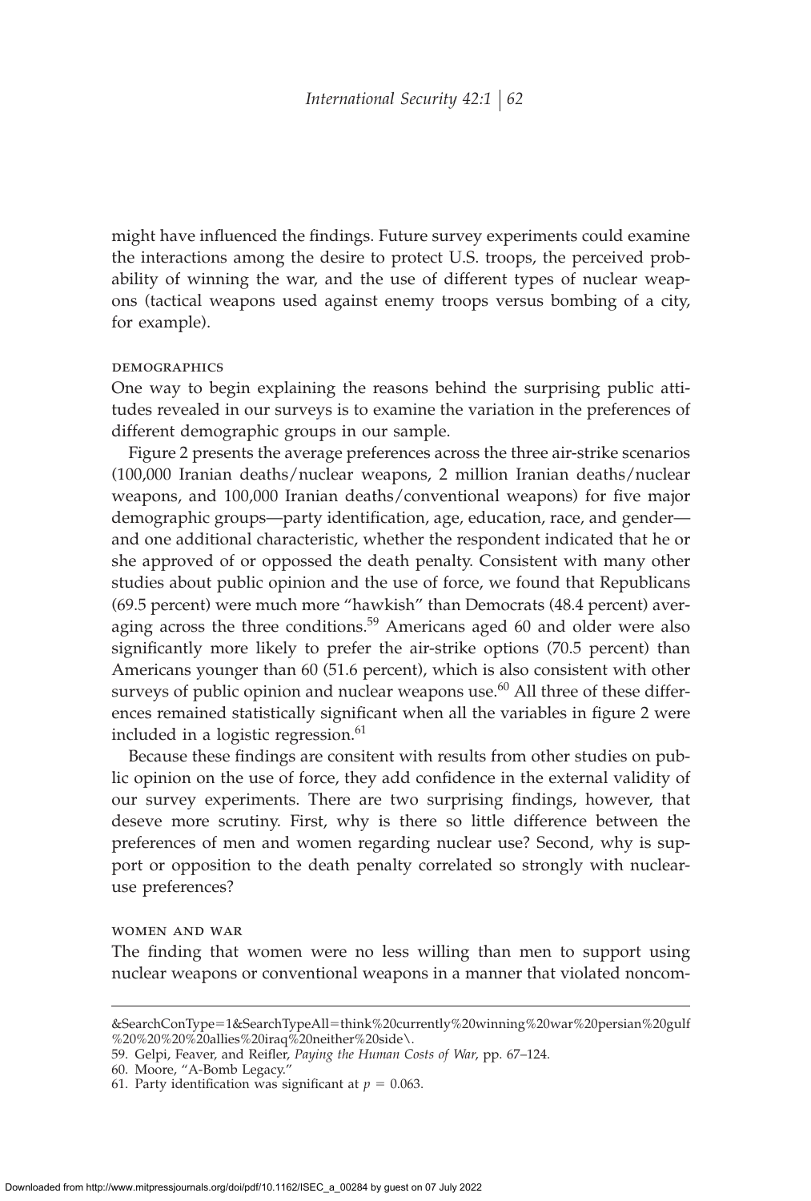might have influenced the findings. Future survey experiments could examine the interactions among the desire to protect U.S. troops, the perceived probability of winning the war, and the use of different types of nuclear weapons (tactical weapons used against enemy troops versus bombing of a city, for example).

### demographics

One way to begin explaining the reasons behind the surprising public attitudes revealed in our surveys is to examine the variation in the preferences of different demographic groups in our sample.

Figure 2 presents the average preferences across the three air-strike scenarios (100,000 Iranian deaths/nuclear weapons, 2 million Iranian deaths/nuclear weapons, and 100,000 Iranian deaths/conventional weapons) for five major demographic groups—party identification, age, education, race, and gender—and one additional characteristic, whether the respondent indicated that he or she approved of or oppossed the death penalty. Consistent with many other studies about public opinion and the use of force, we found that Republicans (69.5 percent) were much more "hawkish" than Democrats (48.4 percent) averaging across the three conditions.[59] Americans aged 60 and older were also significantly more likely to prefer the air-strike options (70.5 percent) than Americans younger than 60 (51.6 percent), which is also consistent with other surveys of public opinion and nuclear weapons use.[60] All three of these differences remained statistically significant when all the variables in figure 2 were included in a logistic regression.[61]

Because these findings are consitent with results from other studies on public opinion on the use of force, they add confidence in the external validity of our survey experiments. There are two surprising findings, however, that deseve more scrutiny. First, why is there so little difference between the preferences of men and women regarding nuclear use? Second, why is support or opposition to the death penalty correlated so strongly with nuclear-use preferences?

### women and war

The finding that women were no less willing than men to support using nuclear weapons or conventional weapons in a manner that violated noncom-

&SearchConType=1&SearchTypeAll=think%20currently%20winning%20war%20persian%20gulf%20%20%20%20allies%20iraq%20neither%20side\.

59. Gelpi, Feaver, and Reifler, *Paying the Human Costs of War*, pp. 67–124.

60. Moore, "A-Bomb Legacy."

61. Party identification was significant at $p = 0.063$.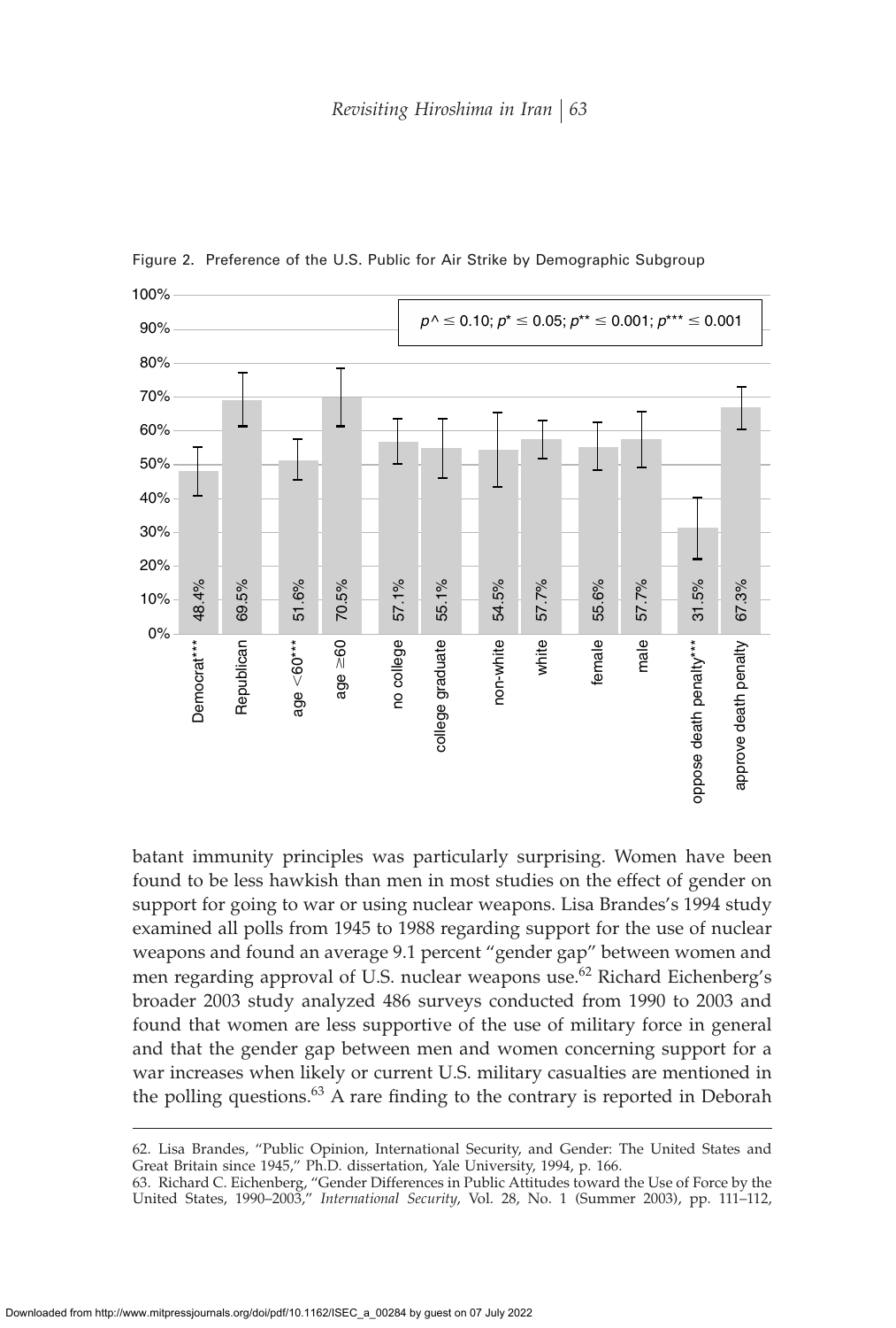Figure 2. Preference of the U.S. Public for Air Strike by Demographic Subgroup

| Subgroup | Preference for air strike |
| --- | --- |
| Democrat*** | 48.4% |
| Republican | 69.5% |
| age <60*** | 51.6% |
| age ≥60 | 70.5% |
| no college | 57.1% |
| college graduate | 55.1% |
| non-white | 54.5% |
| white | 57.7% |
| female | 55.6% |
| male | 57.7% |
| oppose death penalty*** | 31.5% |
| approve death penalty | 67.3% |

$p^\wedge \leq 0.10$; $p^* \leq 0.05$; $p^{**} \leq 0.001$; $p^{***} \leq 0.001$

batant immunity principles was particularly surprising. Women have been found to be less hawkish than men in most studies on the effect of gender on support for going to war or using nuclear weapons. Lisa Brandes's 1994 study examined all polls from 1945 to 1988 regarding support for the use of nuclear weapons and found an average 9.1 percent "gender gap" between women and men regarding approval of U.S. nuclear weapons use.[62] Richard Eichenberg's broader 2003 study analyzed 486 surveys conducted from 1990 to 2003 and found that women are less supportive of the use of military force in general and that the gender gap between men and women concerning support for a war increases when likely or current U.S. military casualties are mentioned in the polling questions.[63] A rare finding to the contrary is reported in Deborah

62. Lisa Brandes, "Public Opinion, International Security, and Gender: The United States and Great Britain since 1945," Ph.D. dissertation, Yale University, 1994, p. 166.

63. Richard C. Eichenberg, "Gender Differences in Public Attitudes toward the Use of Force by the United States, 1990–2003," *International Security*, Vol. 28, No. 1 (Summer 2003), pp. 111–112,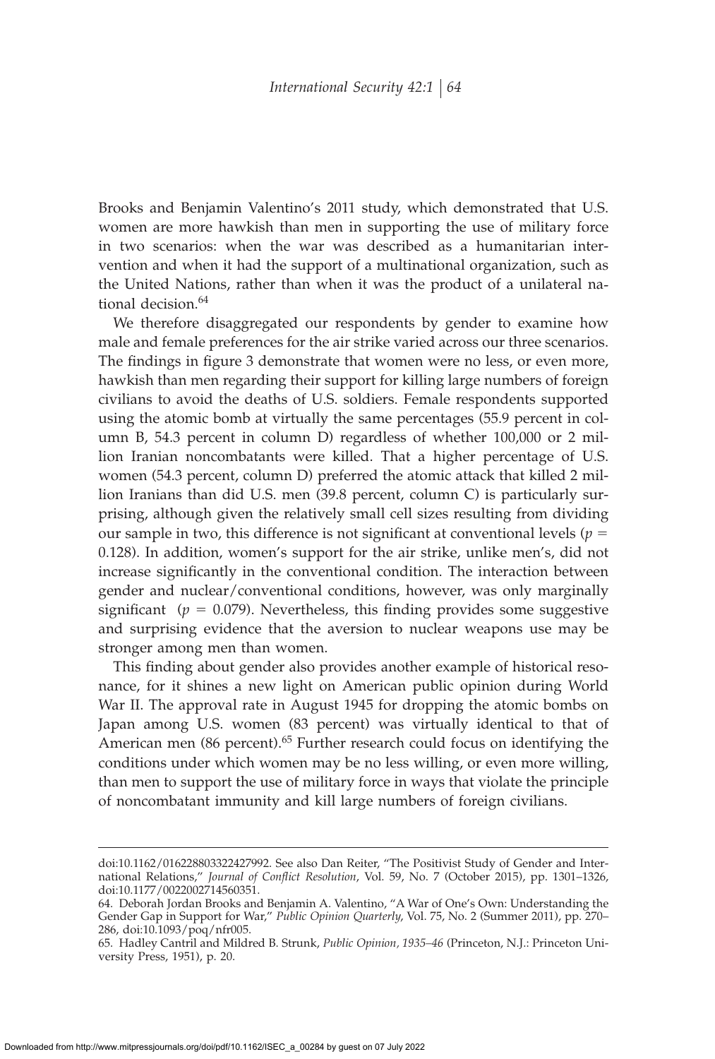Brooks and Benjamin Valentino's 2011 study, which demonstrated that U.S. women are more hawkish than men in supporting the use of military force in two scenarios: when the war was described as a humanitarian intervention and when it had the support of a multinational organization, such as the United Nations, rather than when it was the product of a unilateral national decision.[64]

We therefore disaggregated our respondents by gender to examine how male and female preferences for the air strike varied across our three scenarios. The findings in figure 3 demonstrate that women were no less, or even more, hawkish than men regarding their support for killing large numbers of foreign civilians to avoid the deaths of U.S. soldiers. Female respondents supported using the atomic bomb at virtually the same percentages (55.9 percent in column B, 54.3 percent in column D) regardless of whether 100,000 or 2 million Iranian noncombatants were killed. That a higher percentage of U.S. women (54.3 percent, column D) preferred the atomic attack that killed 2 million Iranians than did U.S. men (39.8 percent, column C) is particularly surprising, although given the relatively small cell sizes resulting from dividing our sample in two, this difference is not significant at conventional levels ($p = 0.128$). In addition, women's support for the air strike, unlike men's, did not increase significantly in the conventional condition. The interaction between gender and nuclear/conventional conditions, however, was only marginally significant ($p = 0.079$). Nevertheless, this finding provides some suggestive and surprising evidence that the aversion to nuclear weapons use may be stronger among men than women.

This finding about gender also provides another example of historical resonance, for it shines a new light on American public opinion during World War II. The approval rate in August 1945 for dropping the atomic bombs on Japan among U.S. women (83 percent) was virtually identical to that of American men (86 percent).[65] Further research could focus on identifying the conditions under which women may be no less willing, or even more willing, than men to support the use of military force in ways that violate the principle of noncombatant immunity and kill large numbers of foreign civilians.

---

doi:10.1162/016228803322427992. See also Dan Reiter, "The Positivist Study of Gender and International Relations," *Journal of Conflict Resolution*, Vol. 59, No. 7 (October 2015), pp. 1301–1326, doi:10.1177/0022002714560351.

64. Deborah Jordan Brooks and Benjamin A. Valentino, "A War of One's Own: Understanding the Gender Gap in Support for War," *Public Opinion Quarterly*, Vol. 75, No. 2 (Summer 2011), pp. 270–286, doi:10.1093/poq/nfr005.

65. Hadley Cantril and Mildred B. Strunk, *Public Opinion, 1935–46* (Princeton, N.J.: Princeton University Press, 1951), p. 20.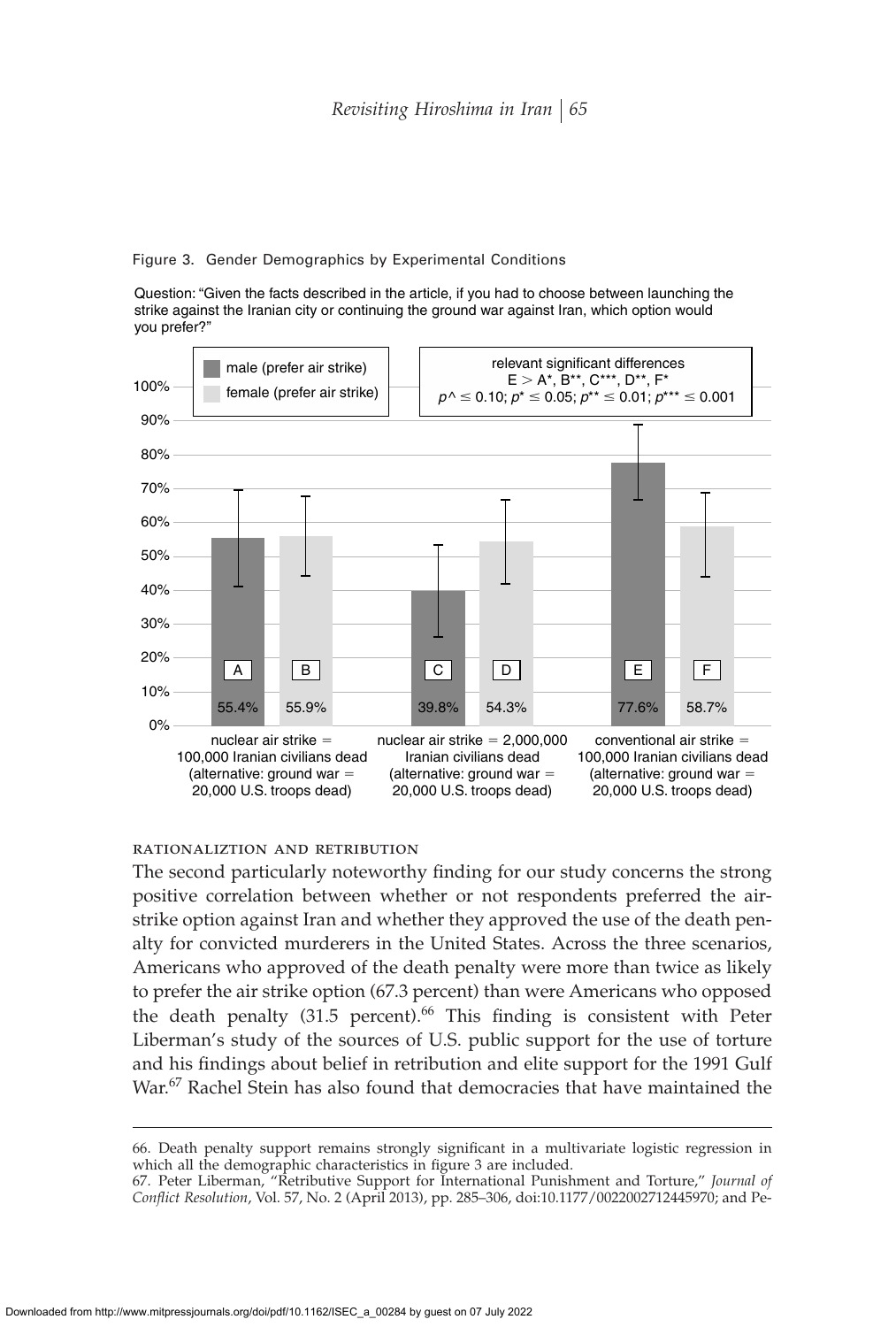Figure 3. Gender Demographics by Experimental Conditions

Question: "Given the facts described in the article, if you had to choose between launching the strike against the Iranian city or continuing the ground war against Iran, which option would you prefer?"

| | male (prefer air strike) | female (prefer air strike) |
| --- | --- | --- |
| nuclear air strike = 100,000 Iranian civilians dead (alternative: ground war = 20,000 U.S. troops dead) | A: 55.4% | B: 55.9% |
| nuclear air strike = 2,000,000 Iranian civilians dead (alternative: ground war = 20,000 U.S. troops dead) | C: 39.8% | D: 54.3% |
| conventional air strike = 100,000 Iranian civilians dead (alternative: ground war = 20,000 U.S. troops dead) | E: 77.6% | F: 58.7% |

relevant significant differences
E > A*, B**, C***, D**, F*
$p\wedge \leq 0.10$; $p^{*} \leq 0.05$; $p^{**} \leq 0.01$; $p^{***} \leq 0.001$

### RATIONALIZTION AND RETRIBUTION

The second particularly noteworthy finding for our study concerns the strong positive correlation between whether or not respondents preferred the air-strike option against Iran and whether they approved the use of the death penalty for convicted murderers in the United States. Across the three scenarios, Americans who approved of the death penalty were more than twice as likely to prefer the air strike option (67.3 percent) than were Americans who opposed the death penalty (31.5 percent).[66] This finding is consistent with Peter Liberman's study of the sources of U.S. public support for the use of torture and his findings about belief in retribution and elite support for the 1991 Gulf War.[67] Rachel Stein has also found that democracies that have maintained the

---

66. Death penalty support remains strongly significant in a multivariate logistic regression in which all the demographic characteristics in figure 3 are included.

67. Peter Liberman, "Retributive Support for International Punishment and Torture," *Journal of Conflict Resolution*, Vol. 57, No. 2 (April 2013), pp. 285–306, doi:10.1177/0022002712445970; and Pe-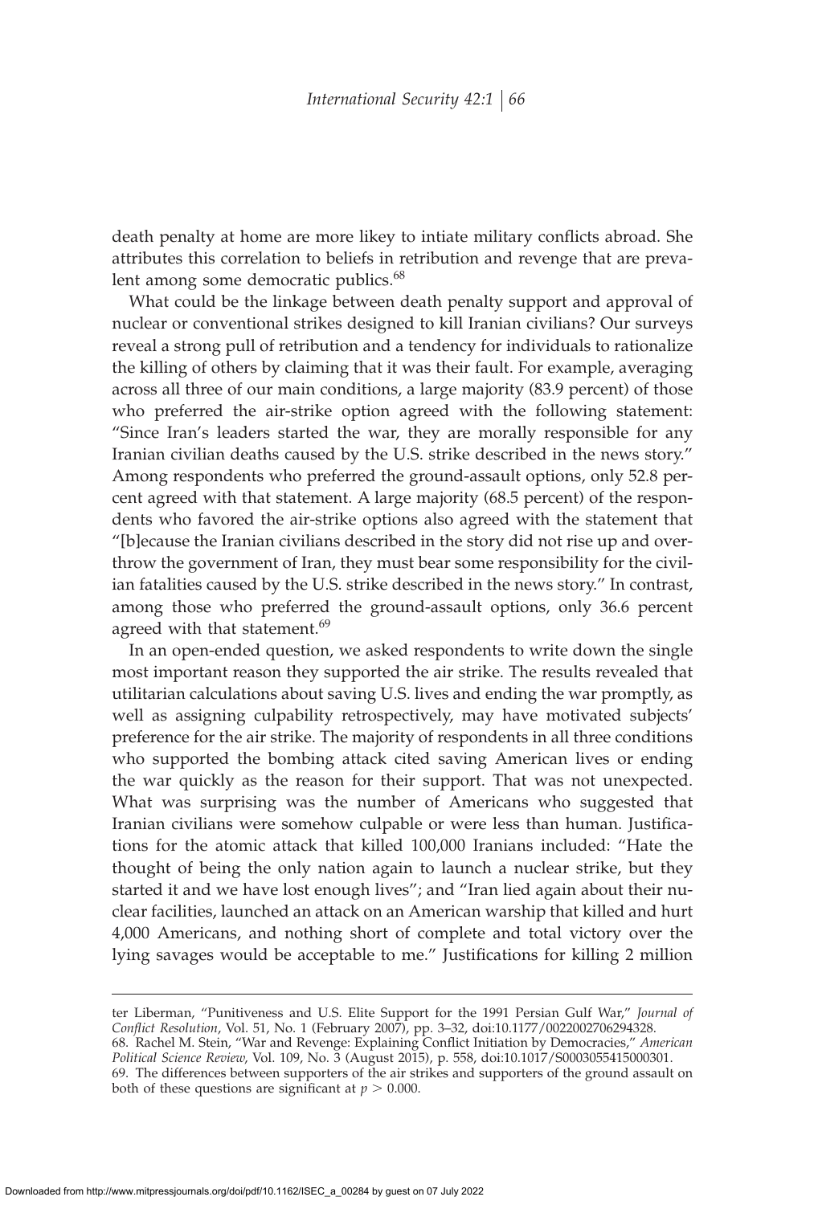death penalty at home are more likey to intiate military conflicts abroad. She attributes this correlation to beliefs in retribution and revenge that are prevalent among some democratic publics.[68]

What could be the linkage between death penalty support and approval of nuclear or conventional strikes designed to kill Iranian civilians? Our surveys reveal a strong pull of retribution and a tendency for individuals to rationalize the killing of others by claiming that it was their fault. For example, averaging across all three of our main conditions, a large majority (83.9 percent) of those who preferred the air-strike option agreed with the following statement: "Since Iran's leaders started the war, they are morally responsible for any Iranian civilian deaths caused by the U.S. strike described in the news story." Among respondents who preferred the ground-assault options, only 52.8 percent agreed with that statement. A large majority (68.5 percent) of the respondents who favored the air-strike options also agreed with the statement that "[b]ecause the Iranian civilians described in the story did not rise up and overthrow the government of Iran, they must bear some responsibility for the civilian fatalities caused by the U.S. strike described in the news story." In contrast, among those who preferred the ground-assault options, only 36.6 percent agreed with that statement.[69]

In an open-ended question, we asked respondents to write down the single most important reason they supported the air strike. The results revealed that utilitarian calculations about saving U.S. lives and ending the war promptly, as well as assigning culpability retrospectively, may have motivated subjects' preference for the air strike. The majority of respondents in all three conditions who supported the bombing attack cited saving American lives or ending the war quickly as the reason for their support. That was not unexpected. What was surprising was the number of Americans who suggested that Iranian civilians were somehow culpable or were less than human. Justifications for the atomic attack that killed 100,000 Iranians included: "Hate the thought of being the only nation again to launch a nuclear strike, but they started it and we have lost enough lives"; and "Iran lied again about their nuclear facilities, launched an attack on an American warship that killed and hurt 4,000 Americans, and nothing short of complete and total victory over the lying savages would be acceptable to me." Justifications for killing 2 million

---

ter Liberman, "Punitiveness and U.S. Elite Support for the 1991 Persian Gulf War," *Journal of Conflict Resolution*, Vol. 51, No. 1 (February 2007), pp. 3–32, doi:10.1177/0022002706294328.

68. Rachel M. Stein, "War and Revenge: Explaining Conflict Initiation by Democracies," *American Political Science Review*, Vol. 109, No. 3 (August 2015), p. 558, doi:10.1017/S0003055415000301.

69. The differences between supporters of the air strikes and supporters of the ground assault on both of these questions are significant at $p > 0.000$.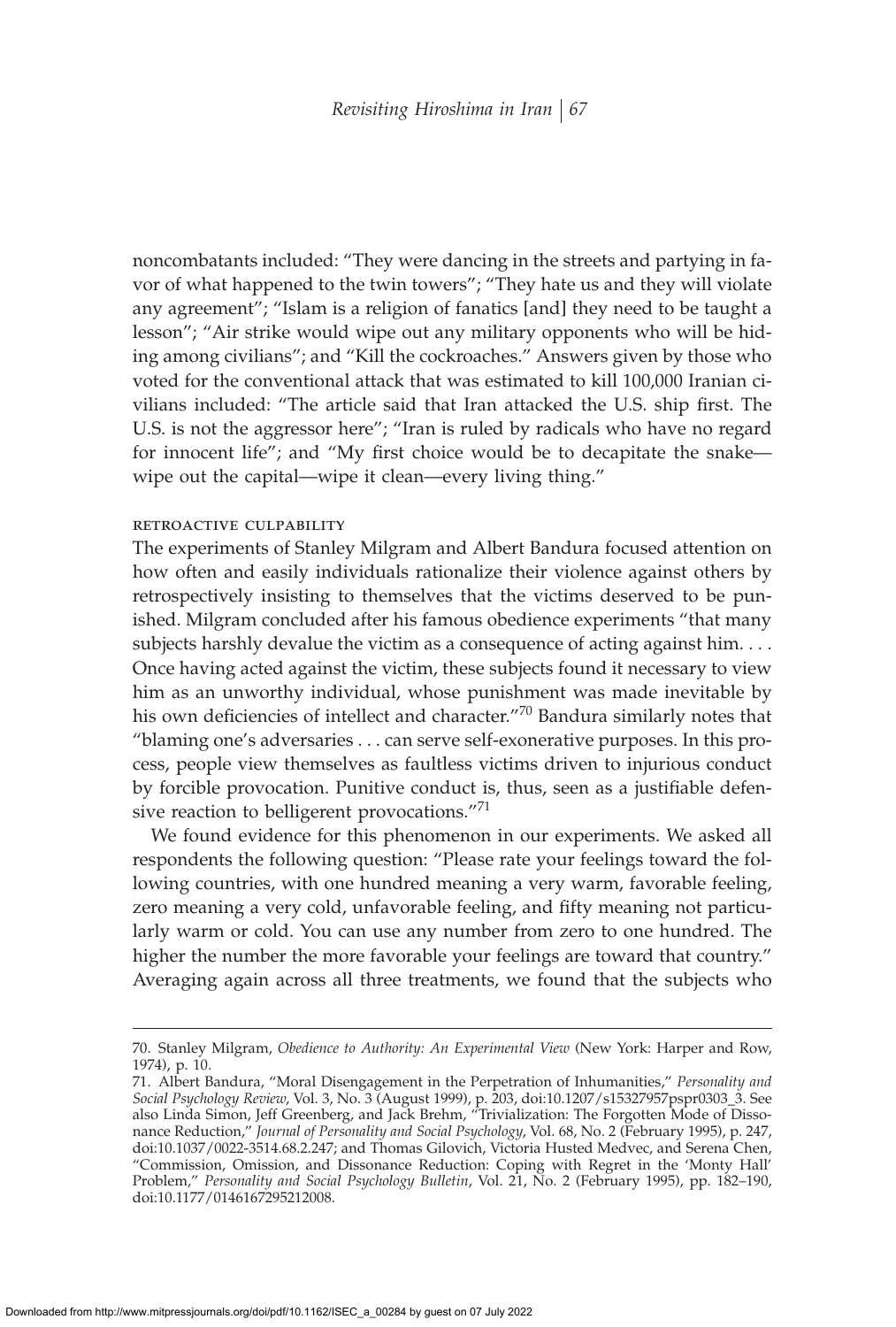noncombatants included: "They were dancing in the streets and partying in favor of what happened to the twin towers"; "They hate us and they will violate any agreement"; "Islam is a religion of fanatics [and] they need to be taught a lesson"; "Air strike would wipe out any military opponents who will be hiding among civilians"; and "Kill the cockroaches." Answers given by those who voted for the conventional attack that was estimated to kill 100,000 Iranian civilians included: "The article said that Iran attacked the U.S. ship first. The U.S. is not the aggressor here"; "Iran is ruled by radicals who have no regard for innocent life"; and "My first choice would be to decapitate the snake—wipe out the capital—wipe it clean—every living thing."

### RETROACTIVE CULPABILITY

The experiments of Stanley Milgram and Albert Bandura focused attention on how often and easily individuals rationalize their violence against others by retrospectively insisting to themselves that the victims deserved to be punished. Milgram concluded after his famous obedience experiments "that many subjects harshly devalue the victim as a consequence of acting against him. . . . Once having acted against the victim, these subjects found it necessary to view him as an unworthy individual, whose punishment was made inevitable by his own deficiencies of intellect and character."[70] Bandura similarly notes that "blaming one's adversaries . . . can serve self-exonerative purposes. In this process, people view themselves as faultless victims driven to injurious conduct by forcible provocation. Punitive conduct is, thus, seen as a justifiable defensive reaction to belligerent provocations."[71]

We found evidence for this phenomenon in our experiments. We asked all respondents the following question: "Please rate your feelings toward the following countries, with one hundred meaning a very warm, favorable feeling, zero meaning a very cold, unfavorable feeling, and fifty meaning not particularly warm or cold. You can use any number from zero to one hundred. The higher the number the more favorable your feelings are toward that country." Averaging again across all three treatments, we found that the subjects who

---

70. Stanley Milgram, *Obedience to Authority: An Experimental View* (New York: Harper and Row, 1974), p. 10.

71. Albert Bandura, "Moral Disengagement in the Perpetration of Inhumanities," *Personality and Social Psychology Review*, Vol. 3, No. 3 (August 1999), p. 203, doi:10.1207/s15327957pspr0303_3. See also Linda Simon, Jeff Greenberg, and Jack Brehm, "Trivialization: The Forgotten Mode of Dissonance Reduction," *Journal of Personality and Social Psychology*, Vol. 68, No. 2 (February 1995), p. 247, doi:10.1037/0022-3514.68.2.247; and Thomas Gilovich, Victoria Husted Medvec, and Serena Chen, "Commission, Omission, and Dissonance Reduction: Coping with Regret in the 'Monty Hall' Problem," *Personality and Social Psychology Bulletin*, Vol. 21, No. 2 (February 1995), pp. 182–190, doi:10.1177/0146167295212008.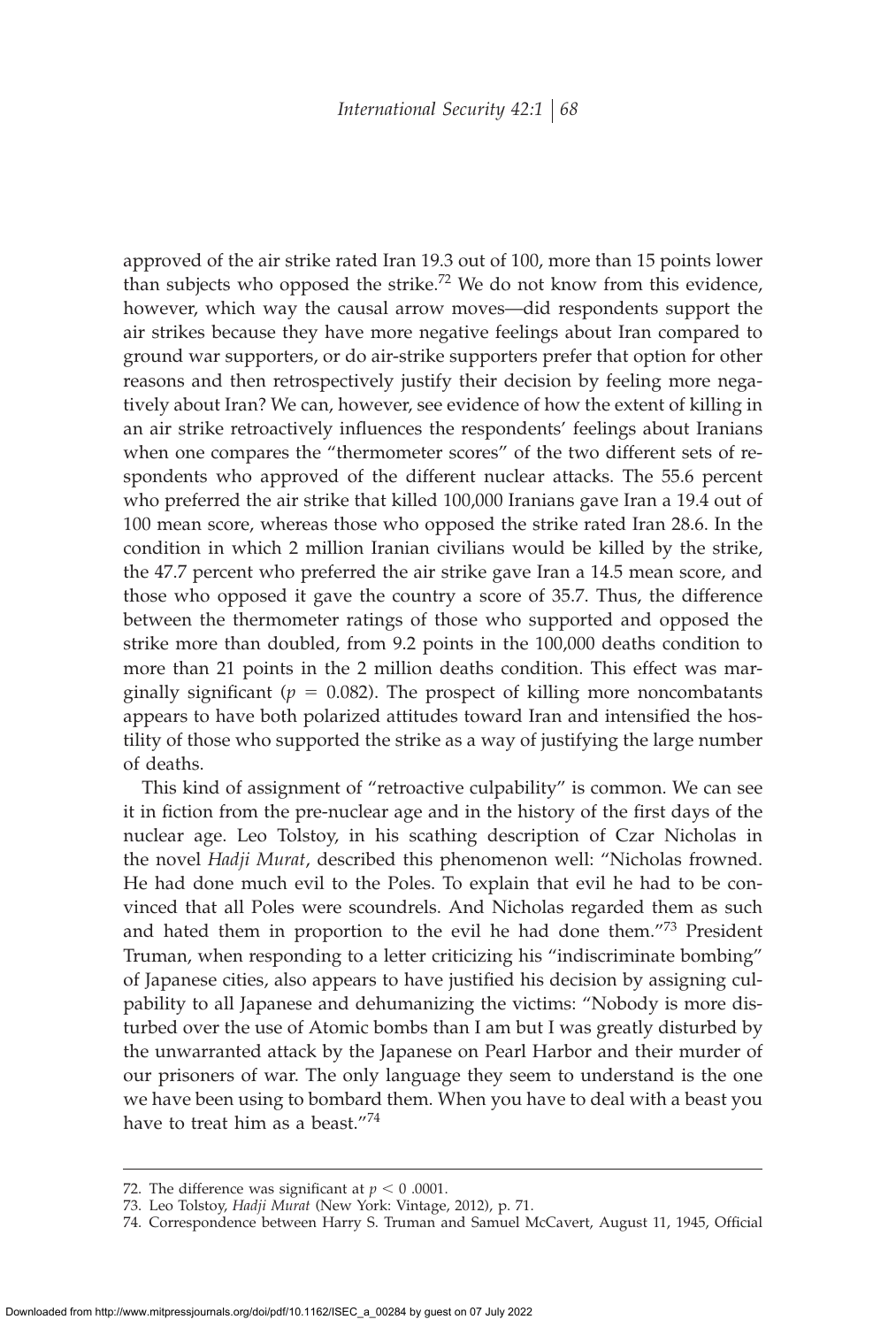approved of the air strike rated Iran 19.3 out of 100, more than 15 points lower than subjects who opposed the strike.[72] We do not know from this evidence, however, which way the causal arrow moves—did respondents support the air strikes because they have more negative feelings about Iran compared to ground war supporters, or do air-strike supporters prefer that option for other reasons and then retrospectively justify their decision by feeling more negatively about Iran? We can, however, see evidence of how the extent of killing in an air strike retroactively influences the respondents' feelings about Iranians when one compares the "thermometer scores" of the two different sets of respondents who approved of the different nuclear attacks. The 55.6 percent who preferred the air strike that killed 100,000 Iranians gave Iran a 19.4 out of 100 mean score, whereas those who opposed the strike rated Iran 28.6. In the condition in which 2 million Iranian civilians would be killed by the strike, the 47.7 percent who preferred the air strike gave Iran a 14.5 mean score, and those who opposed it gave the country a score of 35.7. Thus, the difference between the thermometer ratings of those who supported and opposed the strike more than doubled, from 9.2 points in the 100,000 deaths condition to more than 21 points in the 2 million deaths condition. This effect was marginally significant ($p = 0.082$). The prospect of killing more noncombatants appears to have both polarized attitudes toward Iran and intensified the hostility of those who supported the strike as a way of justifying the large number of deaths.

This kind of assignment of "retroactive culpability" is common. We can see it in fiction from the pre-nuclear age and in the history of the first days of the nuclear age. Leo Tolstoy, in his scathing description of Czar Nicholas in the novel *Hadji Murat*, described this phenomenon well: "Nicholas frowned. He had done much evil to the Poles. To explain that evil he had to be convinced that all Poles were scoundrels. And Nicholas regarded them as such and hated them in proportion to the evil he had done them."[73] President Truman, when responding to a letter criticizing his "indiscriminate bombing" of Japanese cities, also appears to have justified his decision by assigning culpability to all Japanese and dehumanizing the victims: "Nobody is more disturbed over the use of Atomic bombs than I am but I was greatly disturbed by the unwarranted attack by the Japanese on Pearl Harbor and their murder of our prisoners of war. The only language they seem to understand is the one we have been using to bombard them. When you have to deal with a beast you have to treat him as a beast."[74]

---

72. The difference was significant at $p < 0$ .0001.

73. Leo Tolstoy, *Hadji Murat* (New York: Vintage, 2012), p. 71.

74. Correspondence between Harry S. Truman and Samuel McCavert, August 11, 1945, Official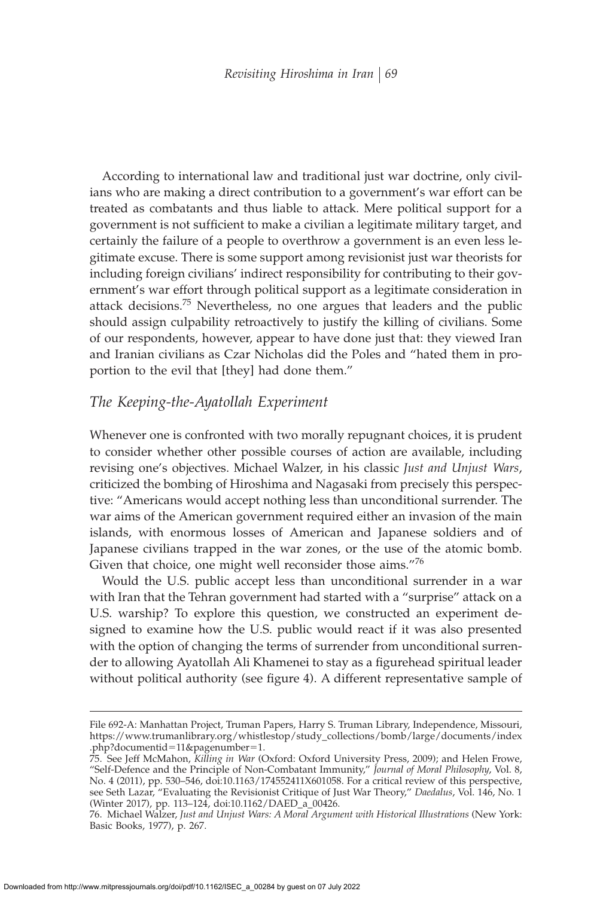According to international law and traditional just war doctrine, only civilians who are making a direct contribution to a government's war effort can be treated as combatants and thus liable to attack. Mere political support for a government is not sufficient to make a civilian a legitimate military target, and certainly the failure of a people to overthrow a government is an even less legitimate excuse. There is some support among revisionist just war theorists for including foreign civilians' indirect responsibility for contributing to their government's war effort through political support as a legitimate consideration in attack decisions.[75] Nevertheless, no one argues that leaders and the public should assign culpability retroactively to justify the killing of civilians. Some of our respondents, however, appear to have done just that: they viewed Iran and Iranian civilians as Czar Nicholas did the Poles and "hated them in proportion to the evil that [they] had done them."

## *The Keeping-the-Ayatollah Experiment*

Whenever one is confronted with two morally repugnant choices, it is prudent to consider whether other possible courses of action are available, including revising one's objectives. Michael Walzer, in his classic *Just and Unjust Wars*, criticized the bombing of Hiroshima and Nagasaki from precisely this perspective: "Americans would accept nothing less than unconditional surrender. The war aims of the American government required either an invasion of the main islands, with enormous losses of American and Japanese soldiers and of Japanese civilians trapped in the war zones, or the use of the atomic bomb. Given that choice, one might well reconsider those aims."[76]

Would the U.S. public accept less than unconditional surrender in a war with Iran that the Tehran government had started with a "surprise" attack on a U.S. warship? To explore this question, we constructed an experiment designed to examine how the U.S. public would react if it was also presented with the option of changing the terms of surrender from unconditional surrender to allowing Ayatollah Ali Khamenei to stay as a figurehead spiritual leader without political authority (see figure 4). A different representative sample of

---

File 692-A: Manhattan Project, Truman Papers, Harry S. Truman Library, Independence, Missouri, https://www.trumanlibrary.org/whistlestop/study_collections/bomb/large/documents/index.php?documentid=11&pagenumber=1.

75. See Jeff McMahon, *Killing in War* (Oxford: Oxford University Press, 2009); and Helen Frowe, "Self-Defence and the Principle of Non-Combatant Immunity," *Journal of Moral Philosophy*, Vol. 8, No. 4 (2011), pp. 530–546, doi:10.1163/174552411X601058. For a critical review of this perspective, see Seth Lazar, "Evaluating the Revisionist Critique of Just War Theory," *Daedalus*, Vol. 146, No. 1 (Winter 2017), pp. 113–124, doi:10.1162/DAED_a_00426.

76. Michael Walzer, *Just and Unjust Wars: A Moral Argument with Historical Illustrations* (New York: Basic Books, 1977), p. 267.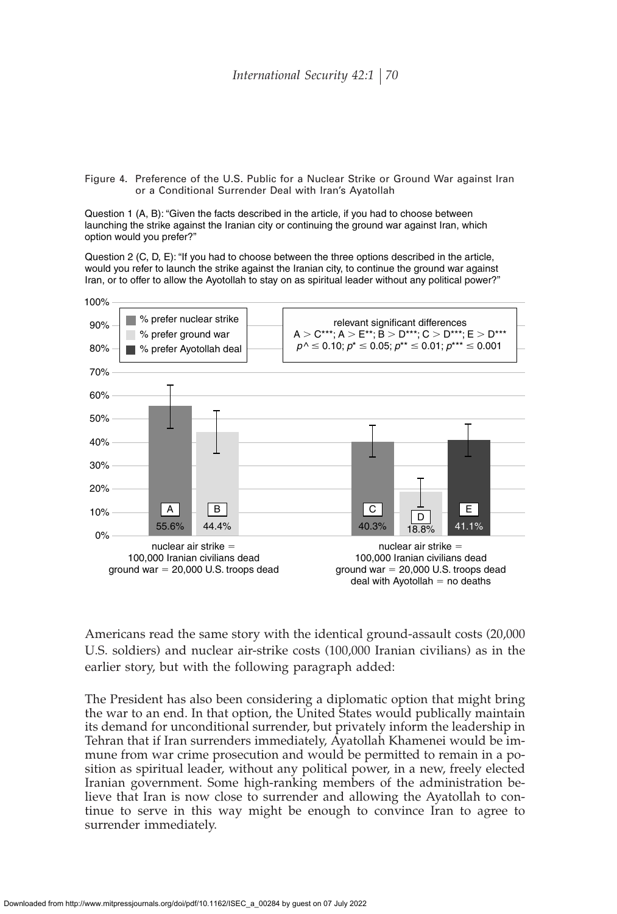Figure 4. Preference of the U.S. Public for a Nuclear Strike or Ground War against Iran or a Conditional Surrender Deal with Iran's Ayatollah

Question 1 (A, B): "Given the facts described in the article, if you had to choose between launching the strike against the Iranian city or continuing the ground war against Iran, which option would you prefer?"

Question 2 (C, D, E): "If you had to choose between the three options described in the article, would you refer to launch the strike against the Iranian city, to continue the ground war against Iran, or to offer to allow the Ayotollah to stay on as spiritual leader without any political power?"

| | % prefer nuclear strike | % prefer ground war | % prefer Ayotollah deal |
|---|---|---|---|
| nuclear air strike = 100,000 Iranian civilians dead; ground war = 20,000 U.S. troops dead | A: 55.6% | B: 44.4% | |
| nuclear air strike = 100,000 Iranian civilians dead; ground war = 20,000 U.S. troops dead; deal with Ayotollah = no deaths | C: 40.3% | D: 18.8% | E: 41.1% |

relevant significant differences: A > C***; A > E**; B > D***; C > D***; E > D***
$p^\wedge \leq 0.10$; $p^* \leq 0.05$; $p^{**} \leq 0.01$; $p^{***} \leq 0.001$

Americans read the same story with the identical ground-assault costs (20,000 U.S. soldiers) and nuclear air-strike costs (100,000 Iranian civilians) as in the earlier story, but with the following paragraph added:

The President has also been considering a diplomatic option that might bring the war to an end. In that option, the United States would publically maintain its demand for unconditional surrender, but privately inform the leadership in Tehran that if Iran surrenders immediately, Ayatollah Khamenei would be immune from war crime prosecution and would be permitted to remain in a position as spiritual leader, without any political power, in a new, freely elected Iranian government. Some high-ranking members of the administration believe that Iran is now close to surrender and allowing the Ayatollah to continue to serve in this way might be enough to convince Iran to agree to surrender immediately.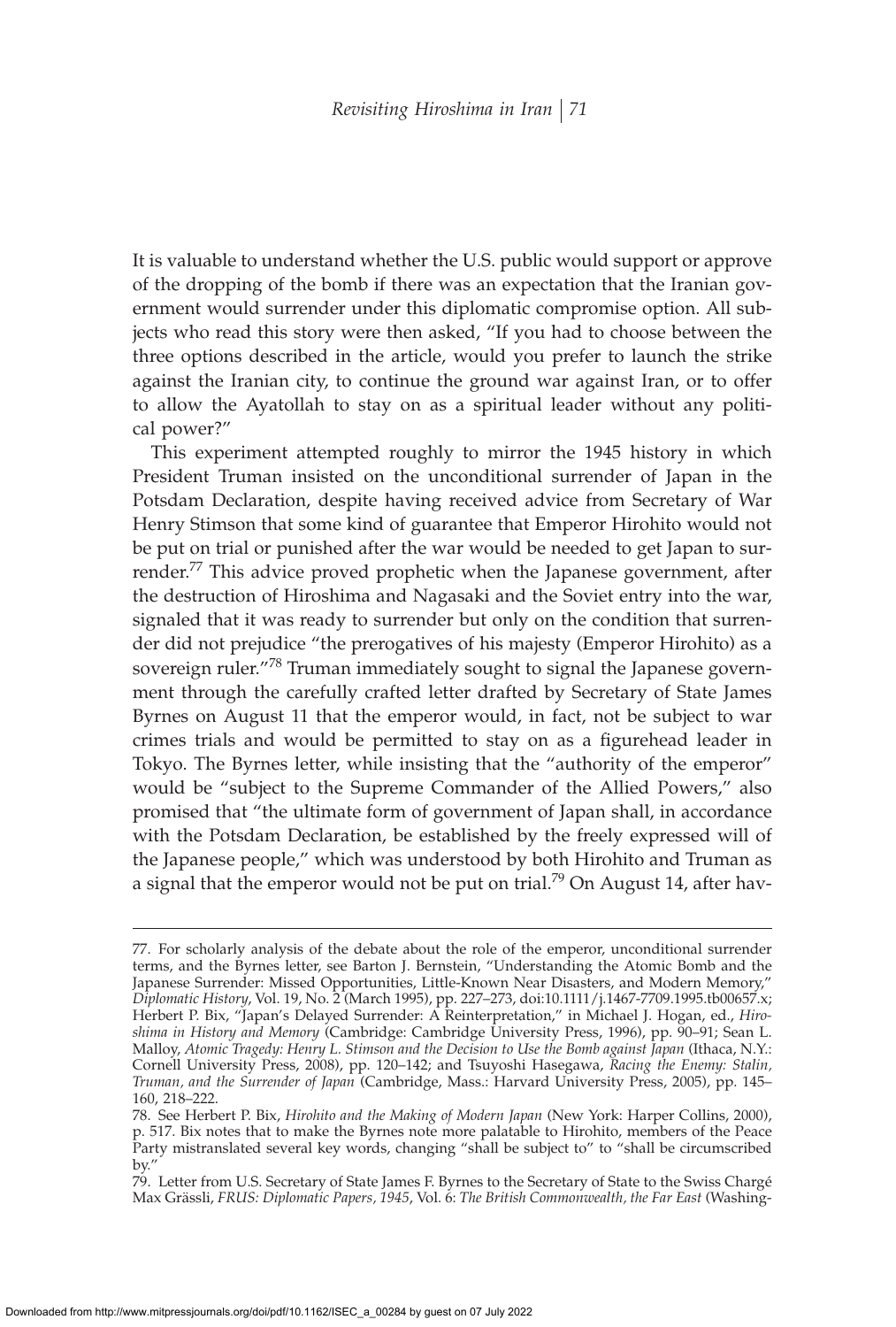It is valuable to understand whether the U.S. public would support or approve of the dropping of the bomb if there was an expectation that the Iranian government would surrender under this diplomatic compromise option. All subjects who read this story were then asked, "If you had to choose between the three options described in the article, would you prefer to launch the strike against the Iranian city, to continue the ground war against Iran, or to offer to allow the Ayatollah to stay on as a spiritual leader without any political power?"

This experiment attempted roughly to mirror the 1945 history in which President Truman insisted on the unconditional surrender of Japan in the Potsdam Declaration, despite having received advice from Secretary of War Henry Stimson that some kind of guarantee that Emperor Hirohito would not be put on trial or punished after the war would be needed to get Japan to surrender.[77] This advice proved prophetic when the Japanese government, after the destruction of Hiroshima and Nagasaki and the Soviet entry into the war, signaled that it was ready to surrender but only on the condition that surrender did not prejudice "the prerogatives of his majesty (Emperor Hirohito) as a sovereign ruler."[78] Truman immediately sought to signal the Japanese government through the carefully crafted letter drafted by Secretary of State James Byrnes on August 11 that the emperor would, in fact, not be subject to war crimes trials and would be permitted to stay on as a figurehead leader in Tokyo. The Byrnes letter, while insisting that the "authority of the emperor" would be "subject to the Supreme Commander of the Allied Powers," also promised that "the ultimate form of government of Japan shall, in accordance with the Potsdam Declaration, be established by the freely expressed will of the Japanese people," which was understood by both Hirohito and Truman as a signal that the emperor would not be put on trial.[79] On August 14, after hav-

---

77. For scholarly analysis of the debate about the role of the emperor, unconditional surrender terms, and the Byrnes letter, see Barton J. Bernstein, "Understanding the Atomic Bomb and the Japanese Surrender: Missed Opportunities, Little-Known Near Disasters, and Modern Memory," *Diplomatic History*, Vol. 19, No. 2 (March 1995), pp. 227–273, doi:10.1111/j.1467-7709.1995.tb00657.x; Herbert P. Bix, "Japan's Delayed Surrender: A Reinterpretation," in Michael J. Hogan, ed., *Hiroshima in History and Memory* (Cambridge: Cambridge University Press, 1996), pp. 90–91; Sean L. Malloy, *Atomic Tragedy: Henry L. Stimson and the Decision to Use the Bomb against Japan* (Ithaca, N.Y.: Cornell University Press, 2008), pp. 120–142; and Tsuyoshi Hasegawa, *Racing the Enemy: Stalin, Truman, and the Surrender of Japan* (Cambridge, Mass.: Harvard University Press, 2005), pp. 145–160, 218–222.

78. See Herbert P. Bix, *Hirohito and the Making of Modern Japan* (New York: Harper Collins, 2000), p. 517. Bix notes that to make the Byrnes note more palatable to Hirohito, members of the Peace Party mistranslated several key words, changing "shall be subject to" to "shall be circumscribed by."

79. Letter from U.S. Secretary of State James F. Byrnes to the Secretary of State to the Swiss Chargé Max Grässli, *FRUS: Diplomatic Papers, 1945*, Vol. 6: *The British Commonwealth, the Far East* (Washing-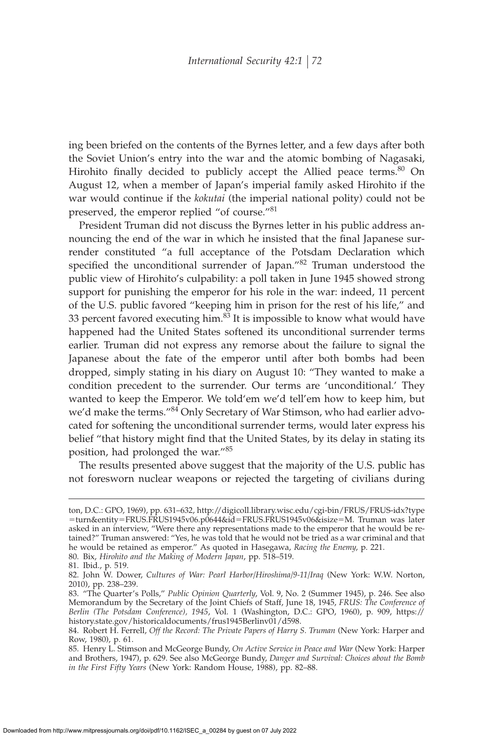ing been briefed on the contents of the Byrnes letter, and a few days after both the Soviet Union's entry into the war and the atomic bombing of Nagasaki, Hirohito finally decided to publicly accept the Allied peace terms.[80] On August 12, when a member of Japan's imperial family asked Hirohito if the war would continue if the *kokutai* (the imperial national polity) could not be preserved, the emperor replied "of course."[81]

President Truman did not discuss the Byrnes letter in his public address announcing the end of the war in which he insisted that the final Japanese surrender constituted "a full acceptance of the Potsdam Declaration which specified the unconditional surrender of Japan."[82] Truman understood the public view of Hirohito's culpability: a poll taken in June 1945 showed strong support for punishing the emperor for his role in the war: indeed, 11 percent of the U.S. public favored "keeping him in prison for the rest of his life," and 33 percent favored executing him.[83] It is impossible to know what would have happened had the United States softened its unconditional surrender terms earlier. Truman did not express any remorse about the failure to signal the Japanese about the fate of the emperor until after both bombs had been dropped, simply stating in his diary on August 10: "They wanted to make a condition precedent to the surrender. Our terms are 'unconditional.' They wanted to keep the Emperor. We told'em we'd tell'em how to keep him, but we'd make the terms."[84] Only Secretary of War Stimson, who had earlier advocated for softening the unconditional surrender terms, would later express his belief "that history might find that the United States, by its delay in stating its position, had prolonged the war."[85]

The results presented above suggest that the majority of the U.S. public has not foresworn nuclear weapons or rejected the targeting of civilians during

---

ton, D.C.: GPO, 1969), pp. 631–632, http://digicoll.library.wisc.edu/cgi-bin/FRUS/FRUS-idx?type=turn&entity=FRUS.FRUS1945v06.p0644&id=FRUS.FRUS1945v06&isize=M. Truman was later asked in an interview, "Were there any representations made to the emperor that he would be retained?" Truman answered: "Yes, he was told that he would not be tried as a war criminal and that he would be retained as emperor." As quoted in Hasegawa, *Racing the Enemy*, p. 221.

80. Bix, *Hirohito and the Making of Modern Japan*, pp. 518–519.

81. Ibid., p. 519.

82. John W. Dower, *Cultures of War: Pearl Harbor/Hiroshima/9-11/Iraq* (New York: W.W. Norton, 2010), pp. 238–239.

83. "The Quarter's Polls," *Public Opinion Quarterly*, Vol. 9, No. 2 (Summer 1945), p. 246. See also Memorandum by the Secretary of the Joint Chiefs of Staff, June 18, 1945, *FRUS: The Conference of Berlin (The Potsdam Conference), 1945*, Vol. 1 (Washington, D.C.: GPO, 1960), p. 909, https://history.state.gov/historicaldocuments/frus1945Berlinv01/d598.

84. Robert H. Ferrell, *Off the Record: The Private Papers of Harry S. Truman* (New York: Harper and Row, 1980), p. 61.

85. Henry L. Stimson and McGeorge Bundy, *On Active Service in Peace and War* (New York: Harper and Brothers, 1947), p. 629. See also McGeorge Bundy, *Danger and Survival: Choices about the Bomb in the First Fifty Years* (New York: Random House, 1988), pp. 82–88.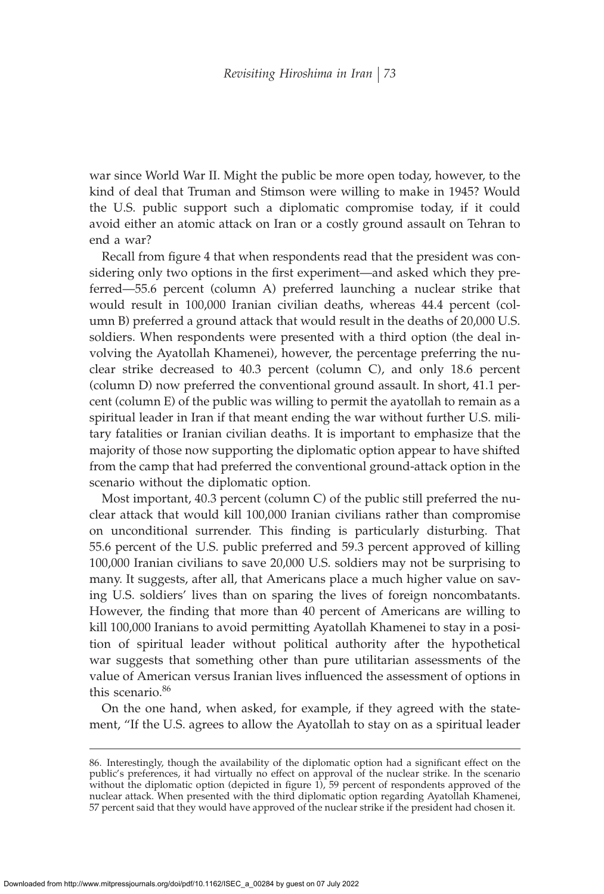war since World War II. Might the public be more open today, however, to the kind of deal that Truman and Stimson were willing to make in 1945? Would the U.S. public support such a diplomatic compromise today, if it could avoid either an atomic attack on Iran or a costly ground assault on Tehran to end a war?

Recall from figure 4 that when respondents read that the president was considering only two options in the first experiment—and asked which they preferred—55.6 percent (column A) preferred launching a nuclear strike that would result in 100,000 Iranian civilian deaths, whereas 44.4 percent (column B) preferred a ground attack that would result in the deaths of 20,000 U.S. soldiers. When respondents were presented with a third option (the deal involving the Ayatollah Khamenei), however, the percentage preferring the nuclear strike decreased to 40.3 percent (column C), and only 18.6 percent (column D) now preferred the conventional ground assault. In short, 41.1 percent (column E) of the public was willing to permit the ayatollah to remain as a spiritual leader in Iran if that meant ending the war without further U.S. military fatalities or Iranian civilian deaths. It is important to emphasize that the majority of those now supporting the diplomatic option appear to have shifted from the camp that had preferred the conventional ground-attack option in the scenario without the diplomatic option.

Most important, 40.3 percent (column C) of the public still preferred the nuclear attack that would kill 100,000 Iranian civilians rather than compromise on unconditional surrender. This finding is particularly disturbing. That 55.6 percent of the U.S. public preferred and 59.3 percent approved of killing 100,000 Iranian civilians to save 20,000 U.S. soldiers may not be surprising to many. It suggests, after all, that Americans place a much higher value on saving U.S. soldiers' lives than on sparing the lives of foreign noncombatants. However, the finding that more than 40 percent of Americans are willing to kill 100,000 Iranians to avoid permitting Ayatollah Khamenei to stay in a position of spiritual leader without political authority after the hypothetical war suggests that something other than pure utilitarian assessments of the value of American versus Iranian lives influenced the assessment of options in this scenario.[86]

On the one hand, when asked, for example, if they agreed with the statement, "If the U.S. agrees to allow the Ayatollah to stay on as a spiritual leader

86. Interestingly, though the availability of the diplomatic option had a significant effect on the public's preferences, it had virtually no effect on approval of the nuclear strike. In the scenario without the diplomatic option (depicted in figure 1), 59 percent of respondents approved of the nuclear attack. When presented with the third diplomatic option regarding Ayatollah Khamenei, 57 percent said that they would have approved of the nuclear strike if the president had chosen it.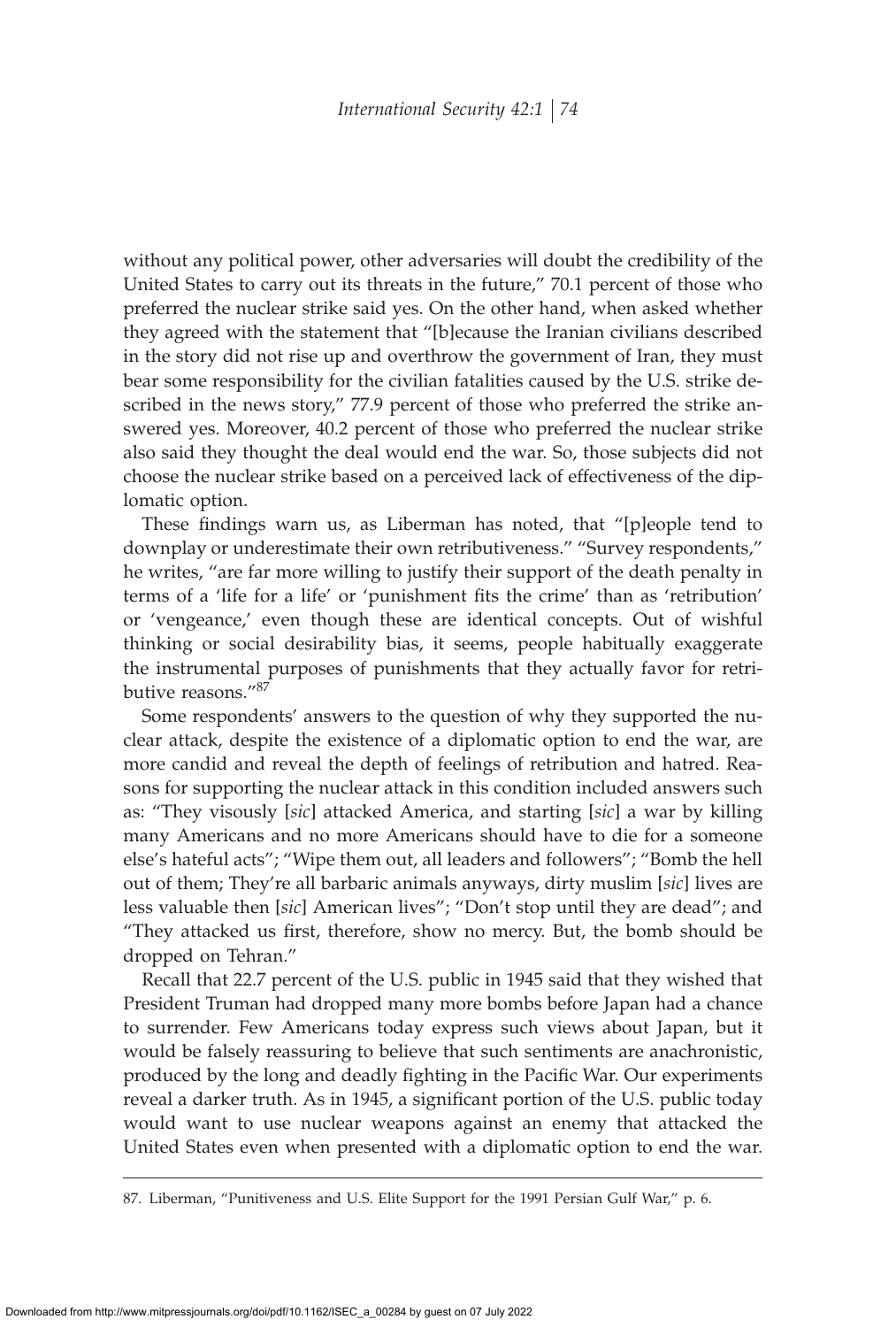without any political power, other adversaries will doubt the credibility of the United States to carry out its threats in the future," 70.1 percent of those who preferred the nuclear strike said yes. On the other hand, when asked whether they agreed with the statement that "[b]ecause the Iranian civilians described in the story did not rise up and overthrow the government of Iran, they must bear some responsibility for the civilian fatalities caused by the U.S. strike described in the news story," 77.9 percent of those who preferred the strike answered yes. Moreover, 40.2 percent of those who preferred the nuclear strike also said they thought the deal would end the war. So, those subjects did not choose the nuclear strike based on a perceived lack of effectiveness of the diplomatic option.

These findings warn us, as Liberman has noted, that "[p]eople tend to downplay or underestimate their own retributiveness." "Survey respondents," he writes, "are far more willing to justify their support of the death penalty in terms of a 'life for a life' or 'punishment fits the crime' than as 'retribution' or 'vengeance,' even though these are identical concepts. Out of wishful thinking or social desirability bias, it seems, people habitually exaggerate the instrumental purposes of punishments that they actually favor for retributive reasons."[87]

Some respondents' answers to the question of why they supported the nuclear attack, despite the existence of a diplomatic option to end the war, are more candid and reveal the depth of feelings of retribution and hatred. Reasons for supporting the nuclear attack in this condition included answers such as: "They visously [*sic*] attacked America, and starting [*sic*] a war by killing many Americans and no more Americans should have to die for a someone else's hateful acts"; "Wipe them out, all leaders and followers"; "Bomb the hell out of them; They're all barbaric animals anyways, dirty muslim [*sic*] lives are less valuable then [*sic*] American lives"; "Don't stop until they are dead"; and "They attacked us first, therefore, show no mercy. But, the bomb should be dropped on Tehran."

Recall that 22.7 percent of the U.S. public in 1945 said that they wished that President Truman had dropped many more bombs before Japan had a chance to surrender. Few Americans today express such views about Japan, but it would be falsely reassuring to believe that such sentiments are anachronistic, produced by the long and deadly fighting in the Pacific War. Our experiments reveal a darker truth. As in 1945, a significant portion of the U.S. public today would want to use nuclear weapons against an enemy that attacked the United States even when presented with a diplomatic option to end the war.

---

87. Liberman, "Punitiveness and U.S. Elite Support for the 1991 Persian Gulf War," p. 6.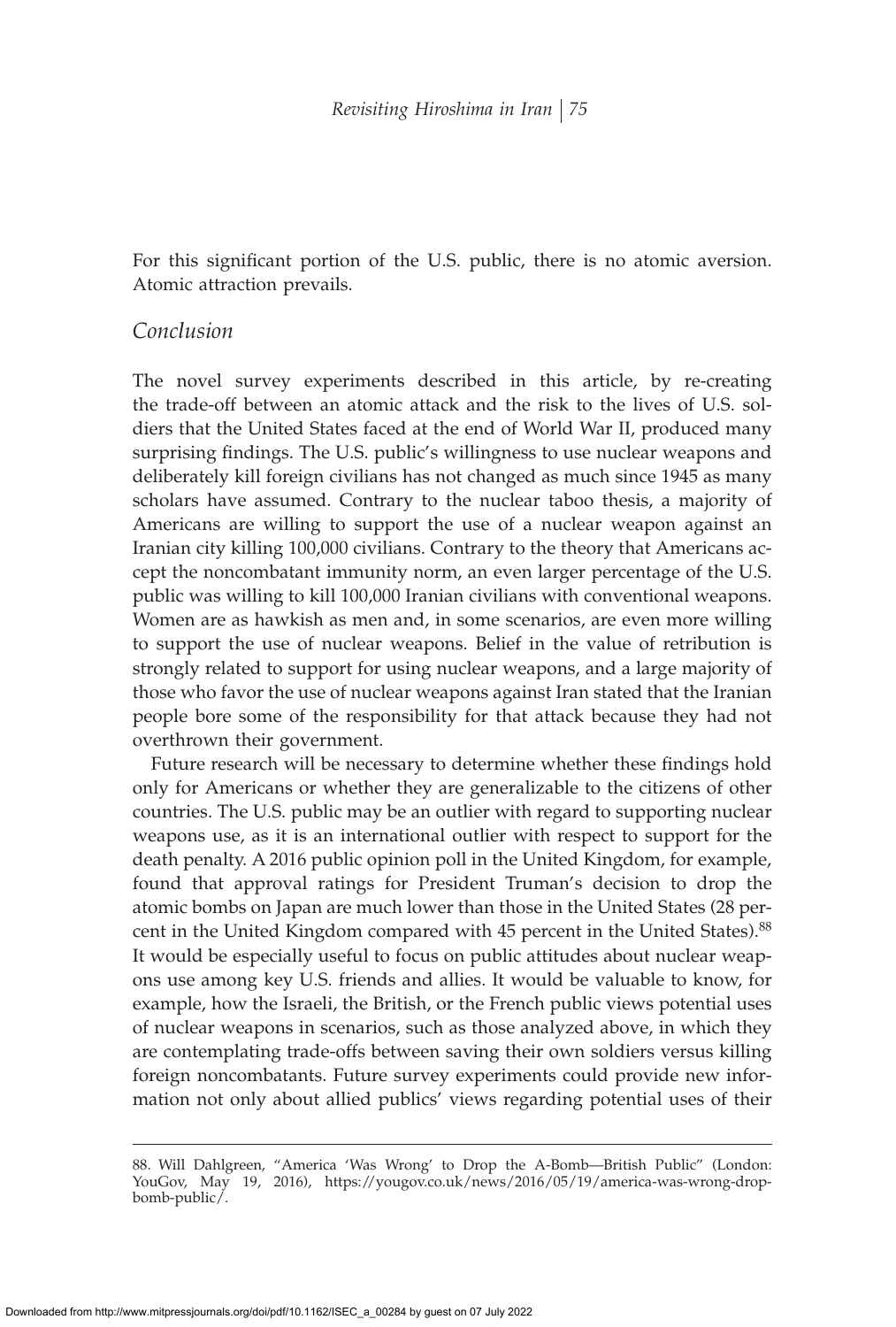For this significant portion of the U.S. public, there is no atomic aversion. Atomic attraction prevails.

## *Conclusion*

The novel survey experiments described in this article, by re-creating the trade-off between an atomic attack and the risk to the lives of U.S. soldiers that the United States faced at the end of World War II, produced many surprising findings. The U.S. public's willingness to use nuclear weapons and deliberately kill foreign civilians has not changed as much since 1945 as many scholars have assumed. Contrary to the nuclear taboo thesis, a majority of Americans are willing to support the use of a nuclear weapon against an Iranian city killing 100,000 civilians. Contrary to the theory that Americans accept the noncombatant immunity norm, an even larger percentage of the U.S. public was willing to kill 100,000 Iranian civilians with conventional weapons. Women are as hawkish as men and, in some scenarios, are even more willing to support the use of nuclear weapons. Belief in the value of retribution is strongly related to support for using nuclear weapons, and a large majority of those who favor the use of nuclear weapons against Iran stated that the Iranian people bore some of the responsibility for that attack because they had not overthrown their government.

Future research will be necessary to determine whether these findings hold only for Americans or whether they are generalizable to the citizens of other countries. The U.S. public may be an outlier with regard to supporting nuclear weapons use, as it is an international outlier with respect to support for the death penalty. A 2016 public opinion poll in the United Kingdom, for example, found that approval ratings for President Truman's decision to drop the atomic bombs on Japan are much lower than those in the United States (28 percent in the United Kingdom compared with 45 percent in the United States).[88] It would be especially useful to focus on public attitudes about nuclear weapons use among key U.S. friends and allies. It would be valuable to know, for example, how the Israeli, the British, or the French public views potential uses of nuclear weapons in scenarios, such as those analyzed above, in which they are contemplating trade-offs between saving their own soldiers versus killing foreign noncombatants. Future survey experiments could provide new information not only about allied publics' views regarding potential uses of their

---

88. Will Dahlgreen, "America 'Was Wrong' to Drop the A-Bomb—British Public" (London: YouGov, May 19, 2016), https://yougov.co.uk/news/2016/05/19/america-was-wrong-drop-bomb-public/.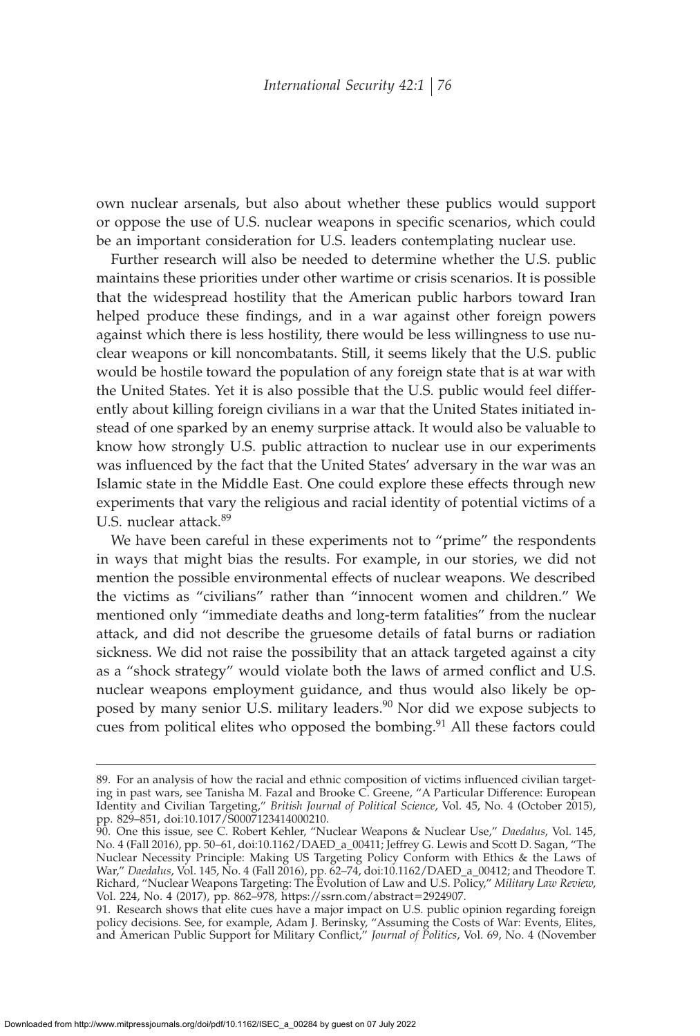own nuclear arsenals, but also about whether these publics would support or oppose the use of U.S. nuclear weapons in specific scenarios, which could be an important consideration for U.S. leaders contemplating nuclear use.

Further research will also be needed to determine whether the U.S. public maintains these priorities under other wartime or crisis scenarios. It is possible that the widespread hostility that the American public harbors toward Iran helped produce these findings, and in a war against other foreign powers against which there is less hostility, there would be less willingness to use nuclear weapons or kill noncombatants. Still, it seems likely that the U.S. public would be hostile toward the population of any foreign state that is at war with the United States. Yet it is also possible that the U.S. public would feel differently about killing foreign civilians in a war that the United States initiated instead of one sparked by an enemy surprise attack. It would also be valuable to know how strongly U.S. public attraction to nuclear use in our experiments was influenced by the fact that the United States' adversary in the war was an Islamic state in the Middle East. One could explore these effects through new experiments that vary the religious and racial identity of potential victims of a U.S. nuclear attack.[89]

We have been careful in these experiments not to "prime" the respondents in ways that might bias the results. For example, in our stories, we did not mention the possible environmental effects of nuclear weapons. We described the victims as "civilians" rather than "innocent women and children." We mentioned only "immediate deaths and long-term fatalities" from the nuclear attack, and did not describe the gruesome details of fatal burns or radiation sickness. We did not raise the possibility that an attack targeted against a city as a "shock strategy" would violate both the laws of armed conflict and U.S. nuclear weapons employment guidance, and thus would also likely be opposed by many senior U.S. military leaders.[90] Nor did we expose subjects to cues from political elites who opposed the bombing.[91] All these factors could

89. For an analysis of how the racial and ethnic composition of victims influenced civilian targeting in past wars, see Tanisha M. Fazal and Brooke C. Greene, "A Particular Difference: European Identity and Civilian Targeting," *British Journal of Political Science*, Vol. 45, No. 4 (October 2015), pp. 829–851, doi:10.1017/S0007123414000210.

90. One this issue, see C. Robert Kehler, "Nuclear Weapons & Nuclear Use," *Daedalus*, Vol. 145, No. 4 (Fall 2016), pp. 50–61, doi:10.1162/DAED_a_00411; Jeffrey G. Lewis and Scott D. Sagan, "The Nuclear Necessity Principle: Making US Targeting Policy Conform with Ethics & the Laws of War," *Daedalus*, Vol. 145, No. 4 (Fall 2016), pp. 62–74, doi:10.1162/DAED_a_00412; and Theodore T. Richard, "Nuclear Weapons Targeting: The Evolution of Law and U.S. Policy," *Military Law Review*, Vol. 224, No. 4 (2017), pp. 862–978, https://ssrn.com/abstract=2924907.

91. Research shows that elite cues have a major impact on U.S. public opinion regarding foreign policy decisions. See, for example, Adam J. Berinsky, "Assuming the Costs of War: Events, Elites, and American Public Support for Military Conflict," *Journal of Politics*, Vol. 69, No. 4 (November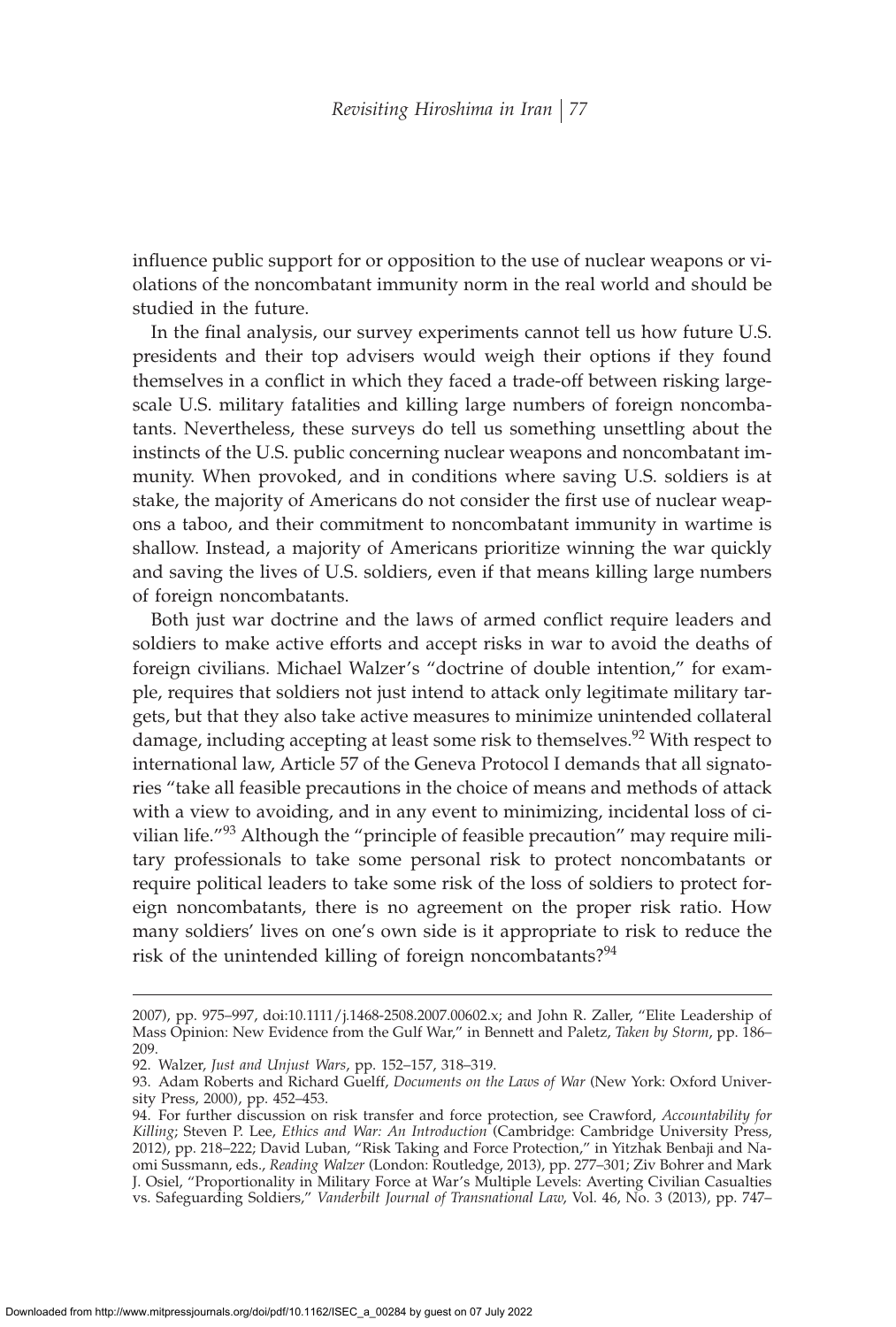influence public support for or opposition to the use of nuclear weapons or violations of the noncombatant immunity norm in the real world and should be studied in the future.

In the final analysis, our survey experiments cannot tell us how future U.S. presidents and their top advisers would weigh their options if they found themselves in a conflict in which they faced a trade-off between risking large-scale U.S. military fatalities and killing large numbers of foreign noncombatants. Nevertheless, these surveys do tell us something unsettling about the instincts of the U.S. public concerning nuclear weapons and noncombatant immunity. When provoked, and in conditions where saving U.S. soldiers is at stake, the majority of Americans do not consider the first use of nuclear weapons a taboo, and their commitment to noncombatant immunity in wartime is shallow. Instead, a majority of Americans prioritize winning the war quickly and saving the lives of U.S. soldiers, even if that means killing large numbers of foreign noncombatants.

Both just war doctrine and the laws of armed conflict require leaders and soldiers to make active efforts and accept risks in war to avoid the deaths of foreign civilians. Michael Walzer's "doctrine of double intention," for example, requires that soldiers not just intend to attack only legitimate military targets, but that they also take active measures to minimize unintended collateral damage, including accepting at least some risk to themselves.[92] With respect to international law, Article 57 of the Geneva Protocol I demands that all signatories "take all feasible precautions in the choice of means and methods of attack with a view to avoiding, and in any event to minimizing, incidental loss of civilian life."[93] Although the "principle of feasible precaution" may require military professionals to take some personal risk to protect noncombatants or require political leaders to take some risk of the loss of soldiers to protect foreign noncombatants, there is no agreement on the proper risk ratio. How many soldiers' lives on one's own side is it appropriate to risk to reduce the risk of the unintended killing of foreign noncombatants?[94]

---

2007), pp. 975–997, doi:10.1111/j.1468-2508.2007.00602.x; and John R. Zaller, "Elite Leadership of Mass Opinion: New Evidence from the Gulf War," in Bennett and Paletz, *Taken by Storm*, pp. 186–209.

92. Walzer, *Just and Unjust Wars*, pp. 152–157, 318–319.

93. Adam Roberts and Richard Guelff, *Documents on the Laws of War* (New York: Oxford University Press, 2000), pp. 452–453.

94. For further discussion on risk transfer and force protection, see Crawford, *Accountability for Killing*; Steven P. Lee, *Ethics and War: An Introduction* (Cambridge: Cambridge University Press, 2012), pp. 218–222; David Luban, "Risk Taking and Force Protection," in Yitzhak Benbaji and Naomi Sussmann, eds., *Reading Walzer* (London: Routledge, 2013), pp. 277–301; Ziv Bohrer and Mark J. Osiel, "Proportionality in Military Force at War's Multiple Levels: Averting Civilian Casualties vs. Safeguarding Soldiers," *Vanderbilt Journal of Transnational Law*, Vol. 46, No. 3 (2013), pp. 747–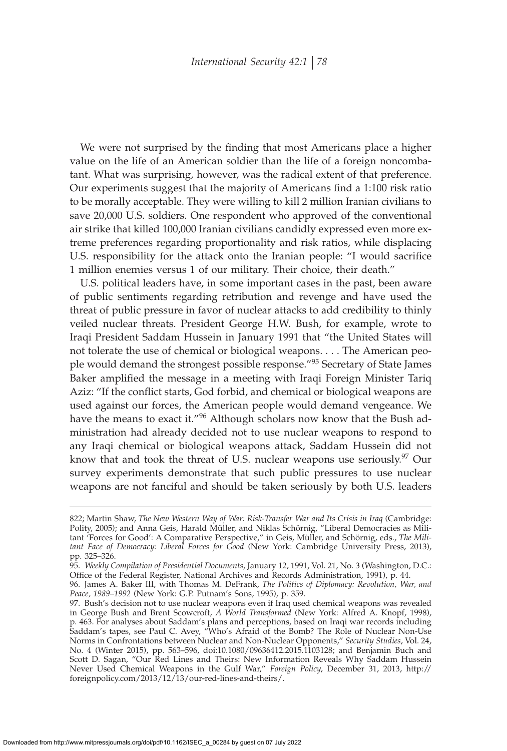We were not surprised by the finding that most Americans place a higher value on the life of an American soldier than the life of a foreign noncombatant. What was surprising, however, was the radical extent of that preference. Our experiments suggest that the majority of Americans find a 1:100 risk ratio to be morally acceptable. They were willing to kill 2 million Iranian civilians to save 20,000 U.S. soldiers. One respondent who approved of the conventional air strike that killed 100,000 Iranian civilians candidly expressed even more extreme preferences regarding proportionality and risk ratios, while displacing U.S. responsibility for the attack onto the Iranian people: "I would sacrifice 1 million enemies versus 1 of our military. Their choice, their death."

U.S. political leaders have, in some important cases in the past, been aware of public sentiments regarding retribution and revenge and have used the threat of public pressure in favor of nuclear attacks to add credibility to thinly veiled nuclear threats. President George H.W. Bush, for example, wrote to Iraqi President Saddam Hussein in January 1991 that "the United States will not tolerate the use of chemical or biological weapons. . . . The American people would demand the strongest possible response."[95] Secretary of State James Baker amplified the message in a meeting with Iraqi Foreign Minister Tariq Aziz: "If the conflict starts, God forbid, and chemical or biological weapons are used against our forces, the American people would demand vengeance. We have the means to exact it."[96] Although scholars now know that the Bush administration had already decided not to use nuclear weapons to respond to any Iraqi chemical or biological weapons attack, Saddam Hussein did not know that and took the threat of U.S. nuclear weapons use seriously.[97] Our survey experiments demonstrate that such public pressures to use nuclear weapons are not fanciful and should be taken seriously by both U.S. leaders

---

822; Martin Shaw, *The New Western Way of War: Risk-Transfer War and Its Crisis in Iraq* (Cambridge: Polity, 2005); and Anna Geis, Harald Müller, and Niklas Schörnig, "Liberal Democracies as Militant 'Forces for Good': A Comparative Perspective," in Geis, Müller, and Schörnig, eds., *The Militant Face of Democracy: Liberal Forces for Good* (New York: Cambridge University Press, 2013), pp. 325–326.

95. *Weekly Compilation of Presidential Documents*, January 12, 1991, Vol. 21, No. 3 (Washington, D.C.: Office of the Federal Register, National Archives and Records Administration, 1991), p. 44.

96. James A. Baker III, with Thomas M. DeFrank, *The Politics of Diplomacy: Revolution, War, and Peace, 1989–1992* (New York: G.P. Putnam's Sons, 1995), p. 359.

97. Bush's decision not to use nuclear weapons even if Iraq used chemical weapons was revealed in George Bush and Brent Scowcroft, *A World Transformed* (New York: Alfred A. Knopf, 1998), p. 463. For analyses about Saddam's plans and perceptions, based on Iraqi war records including Saddam's tapes, see Paul C. Avey, "Who's Afraid of the Bomb? The Role of Nuclear Non-Use Norms in Confrontations between Nuclear and Non-Nuclear Opponents," *Security Studies*, Vol. 24, No. 4 (Winter 2015), pp. 563–596, doi:10.1080/09636412.2015.1103128; and Benjamin Buch and Scott D. Sagan, "Our Red Lines and Theirs: New Information Reveals Why Saddam Hussein Never Used Chemical Weapons in the Gulf War," *Foreign Policy*, December 31, 2013, http://foreignpolicy.com/2013/12/13/our-red-lines-and-theirs/.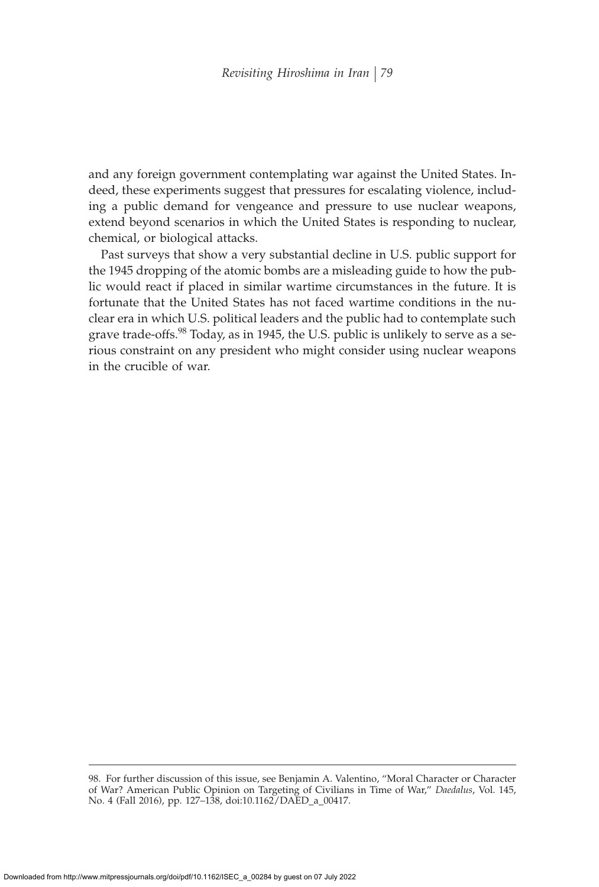and any foreign government contemplating war against the United States. Indeed, these experiments suggest that pressures for escalating violence, including a public demand for vengeance and pressure to use nuclear weapons, extend beyond scenarios in which the United States is responding to nuclear, chemical, or biological attacks.

Past surveys that show a very substantial decline in U.S. public support for the 1945 dropping of the atomic bombs are a misleading guide to how the public would react if placed in similar wartime circumstances in the future. It is fortunate that the United States has not faced wartime conditions in the nuclear era in which U.S. political leaders and the public had to contemplate such grave trade-offs.[98] Today, as in 1945, the U.S. public is unlikely to serve as a serious constraint on any president who might consider using nuclear weapons in the crucible of war.

---

98. For further discussion of this issue, see Benjamin A. Valentino, "Moral Character or Character of War? American Public Opinion on Targeting of Civilians in Time of War," *Daedalus*, Vol. 145, No. 4 (Fall 2016), pp. 127–138, doi:10.1162/DAED_a_00417.